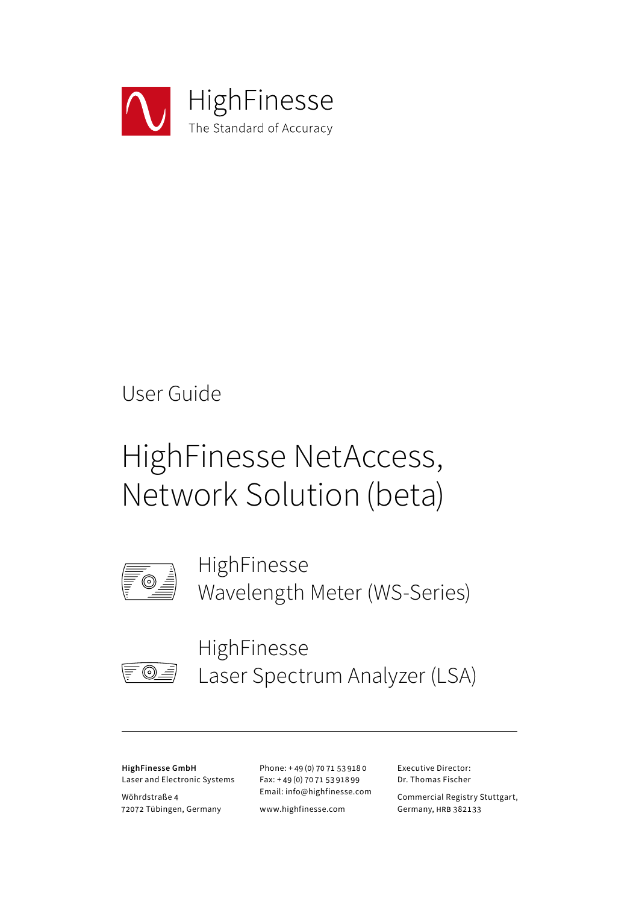HighFinesse
The Standard of Accuracy

User Guide

# HighFinesse NetAccess, Network Solution (beta)

HighFinesse
Wavelength Meter (WS-Series)

HighFinesse
Laser Spectrum Analyzer (LSA)

---

**HighFinesse GmbH**
Laser and Electronic Systems

Wöhrdstraße 4
72072 Tübingen, Germany

Phone: + 49 (0) 70 71 53 918 0
Fax: + 49 (0) 70 71 53 918 99
Email: info@highfinesse.com

www.highfinesse.com

Executive Director:
Dr. Thomas Fischer

Commercial Registry Stuttgart,
Germany, HRB 382133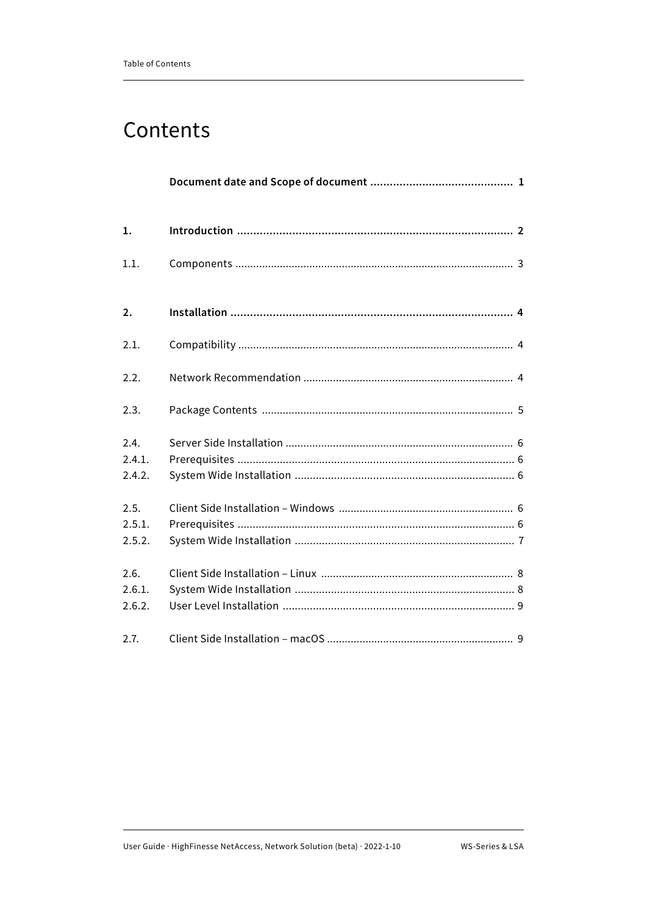# Contents

| | | |
|---|---|---|
| | **Document date and Scope of document** | **1** |
| **1.** | **Introduction** | **2** |
| 1.1. | Components | 3 |
| **2.** | **Installation** | **4** |
| 2.1. | Compatibility | 4 |
| 2.2. | Network Recommendation | 4 |
| 2.3. | Package Contents | 5 |
| 2.4. | Server Side Installation | 6 |
| 2.4.1. | Prerequisites | 6 |
| 2.4.2. | System Wide Installation | 6 |
| 2.5. | Client Side Installation – Windows | 6 |
| 2.5.1. | Prerequisites | 6 |
| 2.5.2. | System Wide Installation | 7 |
| 2.6. | Client Side Installation – Linux | 8 |
| 2.6.1. | System Wide Installation | 8 |
| 2.6.2. | User Level Installation | 9 |
| 2.7. | Client Side Installation – macOS | 9 |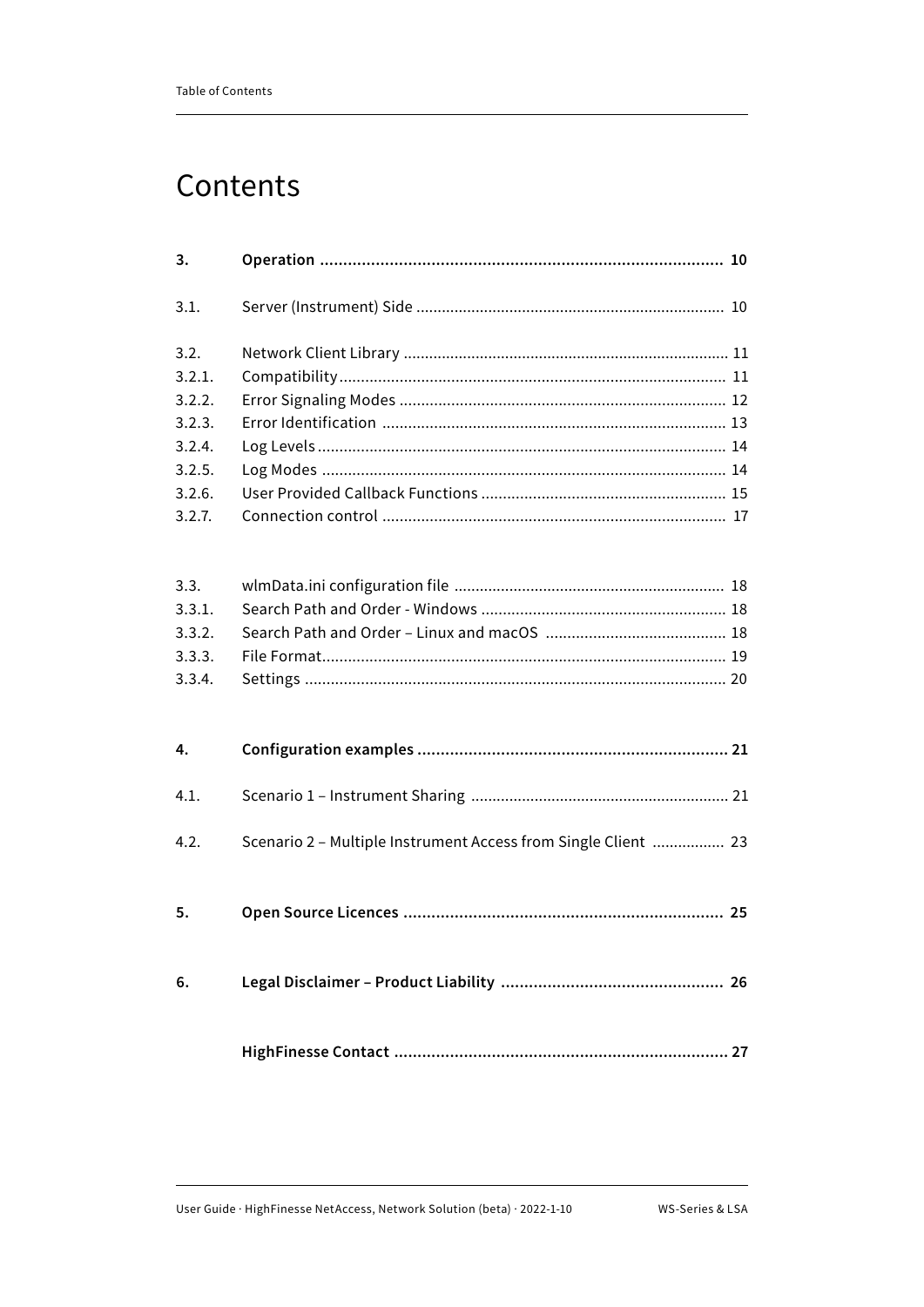# Contents

| | | |
|---|---|---|
| **3.** | **Operation** | **10** |
| 3.1. | Server (Instrument) Side | 10 |
| 3.2. | Network Client Library | 11 |
| 3.2.1. | Compatibility | 11 |
| 3.2.2. | Error Signaling Modes | 12 |
| 3.2.3. | Error Identification | 13 |
| 3.2.4. | Log Levels | 14 |
| 3.2.5. | Log Modes | 14 |
| 3.2.6. | User Provided Callback Functions | 15 |
| 3.2.7. | Connection control | 17 |
| 3.3. | wlmData.ini configuration file | 18 |
| 3.3.1. | Search Path and Order - Windows | 18 |
| 3.3.2. | Search Path and Order – Linux and macOS | 18 |
| 3.3.3. | File Format | 19 |
| 3.3.4. | Settings | 20 |
| **4.** | **Configuration examples** | **21** |
| 4.1. | Scenario 1 – Instrument Sharing | 21 |
| 4.2. | Scenario 2 – Multiple Instrument Access from Single Client | 23 |
| **5.** | **Open Source Licences** | **25** |
| **6.** | **Legal Disclaimer – Product Liability** | **26** |
| | **HighFinesse Contact** | **27** |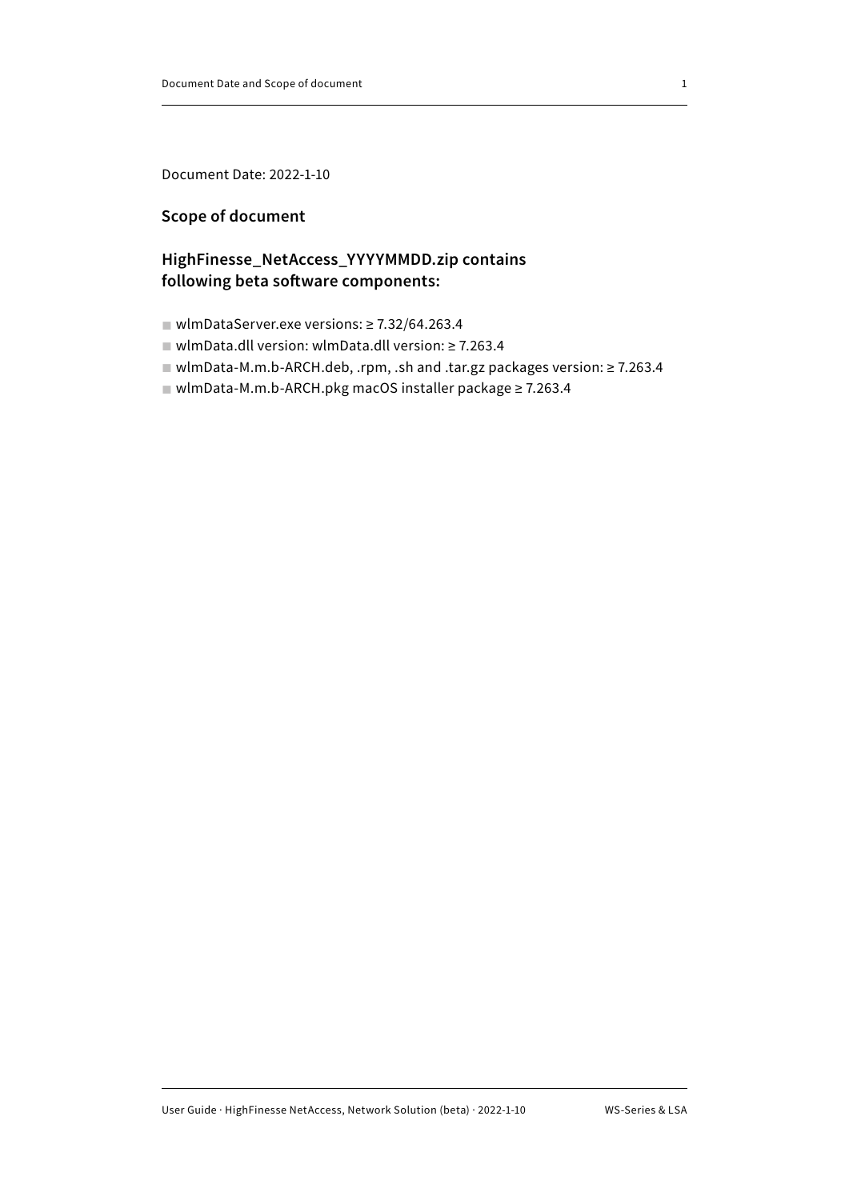Document Date: 2022-1-10

## Scope of document

## HighFinesse_NetAccess_YYYYMMDD.zip contains following beta software components:

- wlmDataServer.exe versions: ≥ 7.32/64.263.4
- wlmData.dll version: wlmData.dll version: ≥ 7.263.4
- wlmData-M.m.b-ARCH.deb, .rpm, .sh and .tar.gz packages version: ≥ 7.263.4
- wlmData-M.m.b-ARCH.pkg macOS installer package ≥ 7.263.4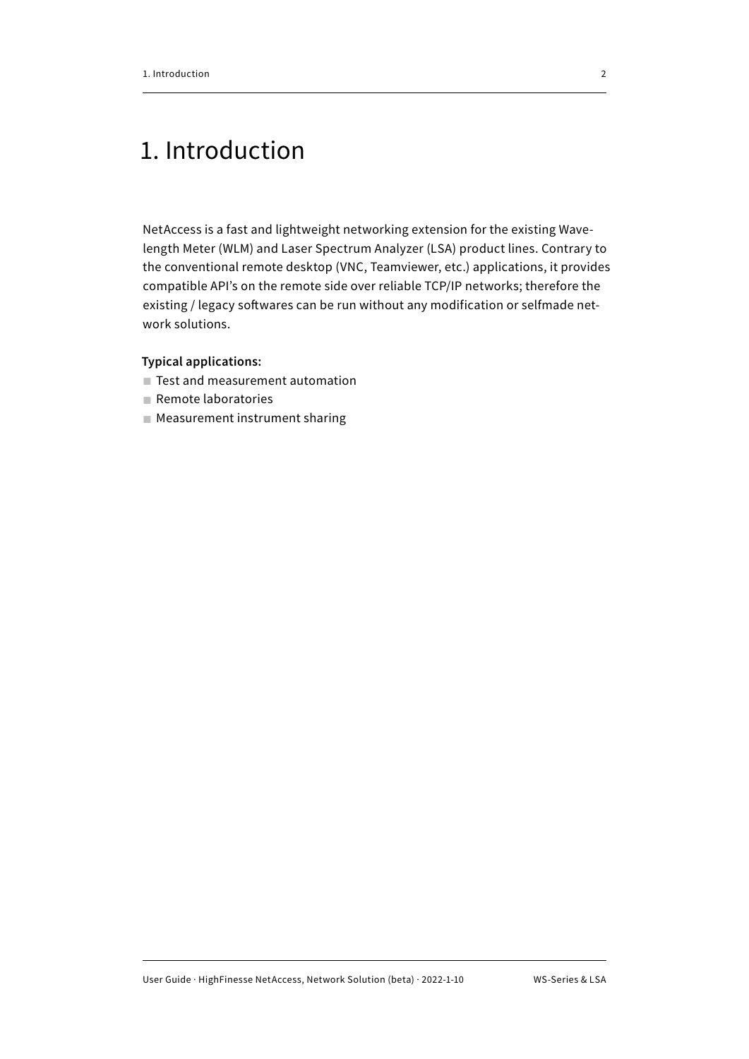# 1. Introduction

NetAccess is a fast and lightweight networking extension for the existing Wavelength Meter (WLM) and Laser Spectrum Analyzer (LSA) product lines. Contrary to the conventional remote desktop (VNC, Teamviewer, etc.) applications, it provides compatible API's on the remote side over reliable TCP/IP networks; therefore the existing / legacy softwares can be run without any modification or selfmade network solutions.

**Typical applications:**

- Test and measurement automation
- Remote laboratories
- Measurement instrument sharing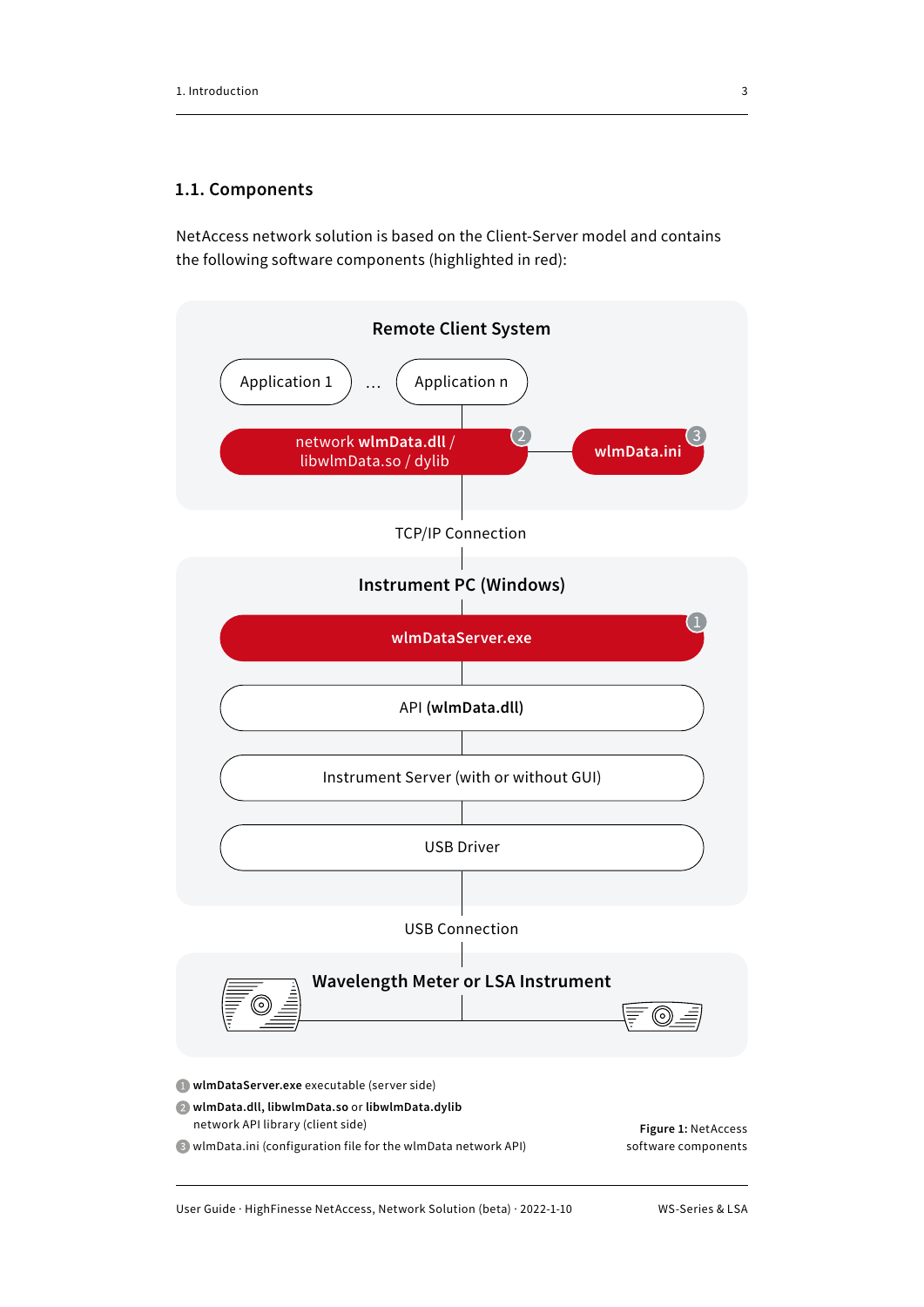## 1.1. Components

NetAccess network solution is based on the Client-Server model and contains the following software components (highlighted in red):

Remote Client System

Application 1 … Application n

network **wlmData.dll** / libwlmData.so / dylib (2)

**wlmData.ini** (3)

TCP/IP Connection

Instrument PC (Windows)

**wlmDataServer.exe** (1)

API (**wlmData.dll**)

Instrument Server (with or without GUI)

USB Driver

USB Connection

Wavelength Meter or LSA Instrument

(1) **wlmDataServer.exe** executable (server side)

(2) **wlmData.dll, libwlmData.so** or **libwlmData.dylib** network API library (client side)

(3) wlmData.ini (configuration file for the wlmData network API)

**Figure 1:** NetAccess software components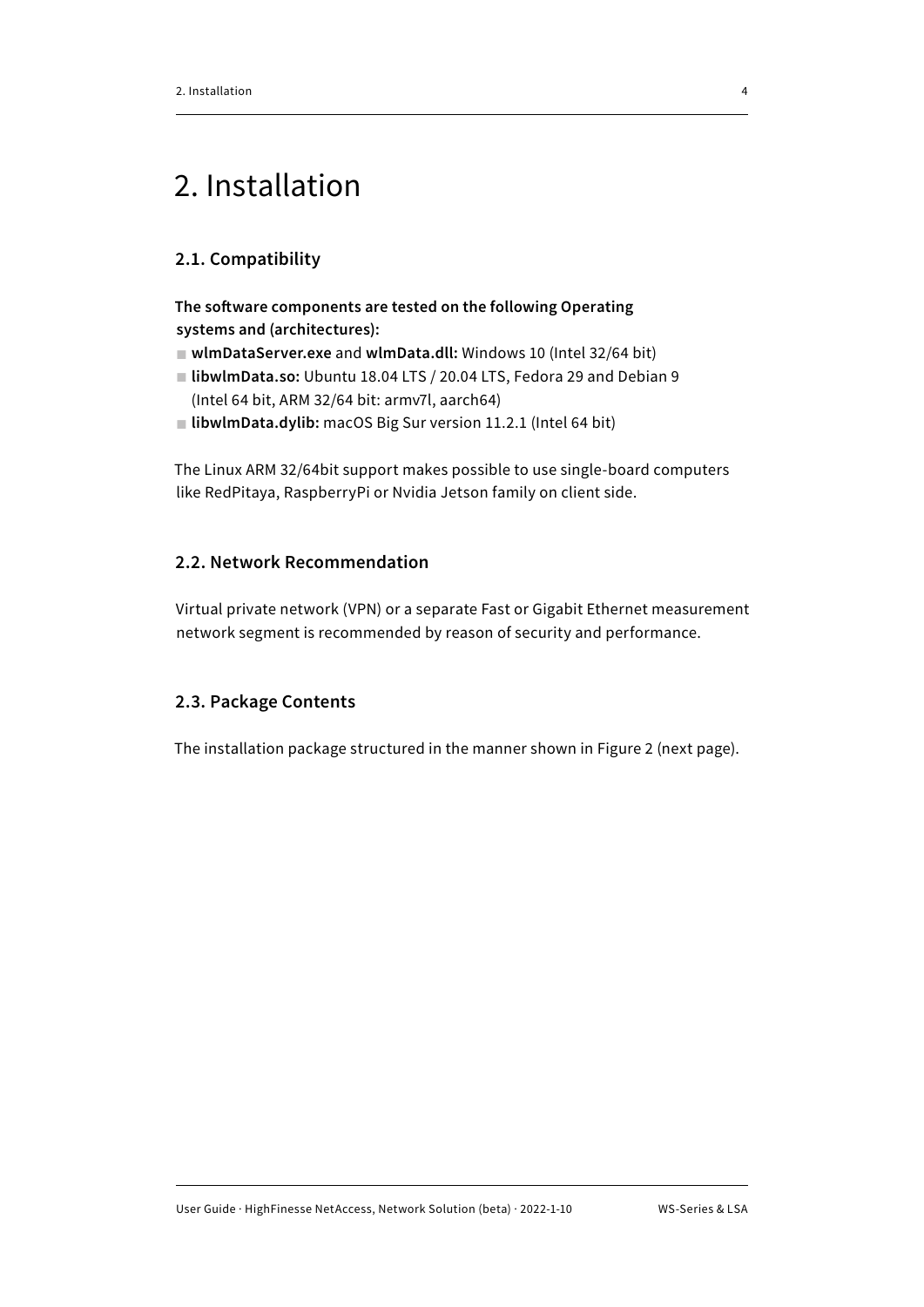# 2. Installation

## 2.1. Compatibility

**The software components are tested on the following Operating systems and (architectures):**

- **wlmDataServer.exe** and **wlmData.dll:** Windows 10 (Intel 32/64 bit)
- **libwlmData.so:** Ubuntu 18.04 LTS / 20.04 LTS, Fedora 29 and Debian 9 (Intel 64 bit, ARM 32/64 bit: armv7l, aarch64)
- **libwlmData.dylib:** macOS Big Sur version 11.2.1 (Intel 64 bit)

The Linux ARM 32/64bit support makes possible to use single-board computers like RedPitaya, RaspberryPi or Nvidia Jetson family on client side.

## 2.2. Network Recommendation

Virtual private network (VPN) or a separate Fast or Gigabit Ethernet measurement network segment is recommended by reason of security and performance.

## 2.3. Package Contents

The installation package structured in the manner shown in Figure 2 (next page).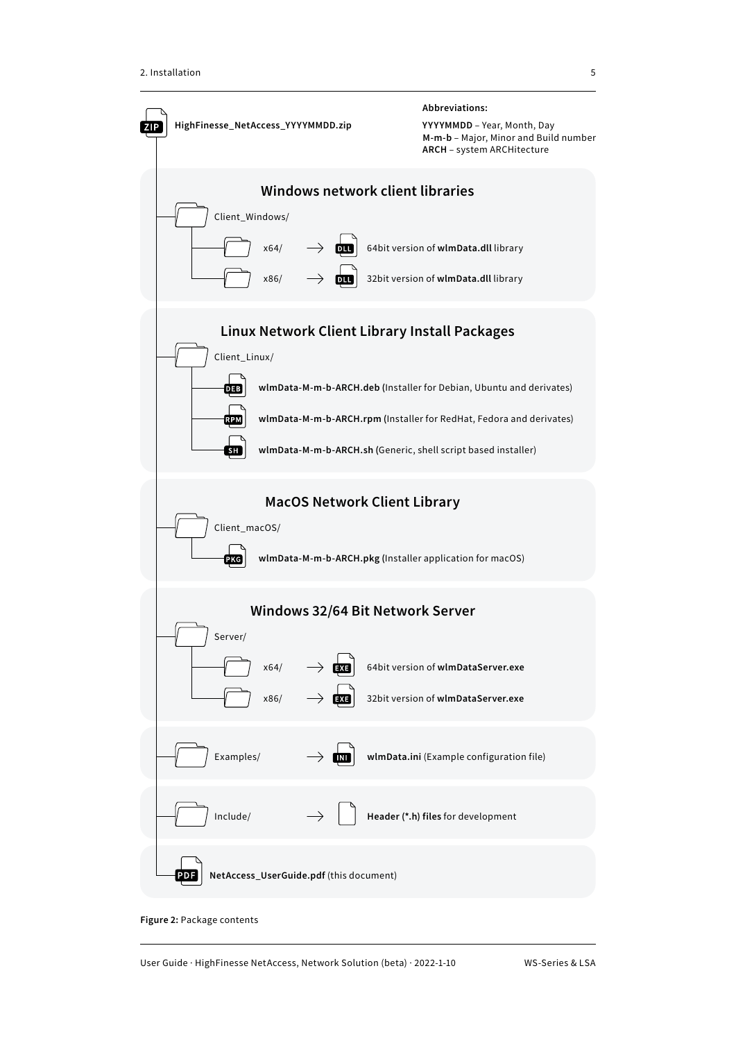**Abbreviations:**

**YYYYMMDD** – Year, Month, Day
**M-m-b** – Major, Minor and Build number
**ARCH** – system ARCHitecture

ZIP **HighFinesse_NetAccess_YYYYMMDD.zip**

### Windows network client libraries

- Client_Windows/
  - x64/ → DLL 64bit version of **wlmData.dll** library
  - x86/ → DLL 32bit version of **wlmData.dll** library

### Linux Network Client Library Install Packages

- Client_Linux/
  - DEB **wlmData-M-m-b-ARCH.deb** (Installer for Debian, Ubuntu and derivates)
  - RPM **wlmData-M-m-b-ARCH.rpm** (Installer for RedHat, Fedora and derivates)
  - SH **wlmData-M-m-b-ARCH.sh** (Generic, shell script based installer)

### MacOS Network Client Library

- Client_macOS/
  - PKG **wlmData-M-m-b-ARCH.pkg** (Installer application for macOS)

### Windows 32/64 Bit Network Server

- Server/
  - x64/ → EXE 64bit version of **wlmDataServer.exe**
  - x86/ → EXE 32bit version of **wlmDataServer.exe**

- Examples/ → INI **wlmData.ini** (Example configuration file)

- Include/ → **Header (*.h) files** for development

- PDF **NetAccess_UserGuide.pdf** (this document)

**Figure 2:** Package contents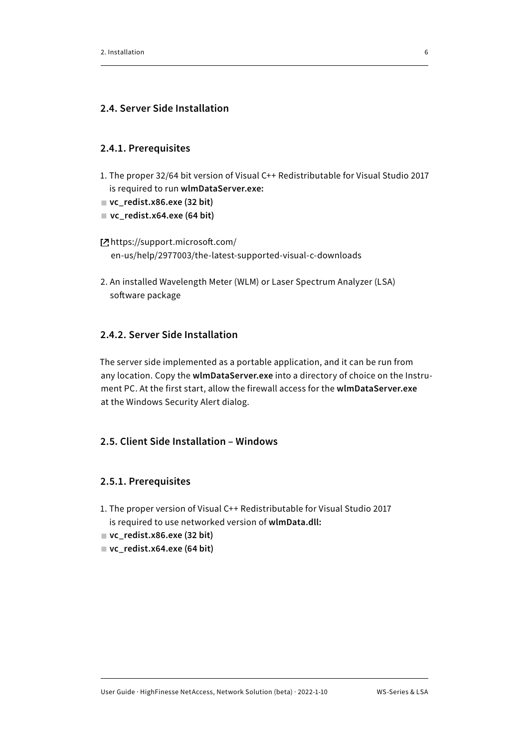## 2.4. Server Side Installation

### 2.4.1. Prerequisites

1. The proper 32/64 bit version of Visual C++ Redistributable for Visual Studio 2017 is required to run **wlmDataServer.exe:**

- **vc_redist.x86.exe (32 bit)**
- **vc_redist.x64.exe (64 bit)**

https://support.microsoft.com/en-us/help/2977003/the-latest-supported-visual-c-downloads

2. An installed Wavelength Meter (WLM) or Laser Spectrum Analyzer (LSA) software package

### 2.4.2. Server Side Installation

The server side implemented as a portable application, and it can be run from any location. Copy the **wlmDataServer.exe** into a directory of choice on the Instrument PC. At the first start, allow the firewall access for the **wlmDataServer.exe** at the Windows Security Alert dialog.

## 2.5. Client Side Installation – Windows

### 2.5.1. Prerequisites

1. The proper version of Visual C++ Redistributable for Visual Studio 2017 is required to use networked version of **wlmData.dll:**

- **vc_redist.x86.exe (32 bit)**
- **vc_redist.x64.exe (64 bit)**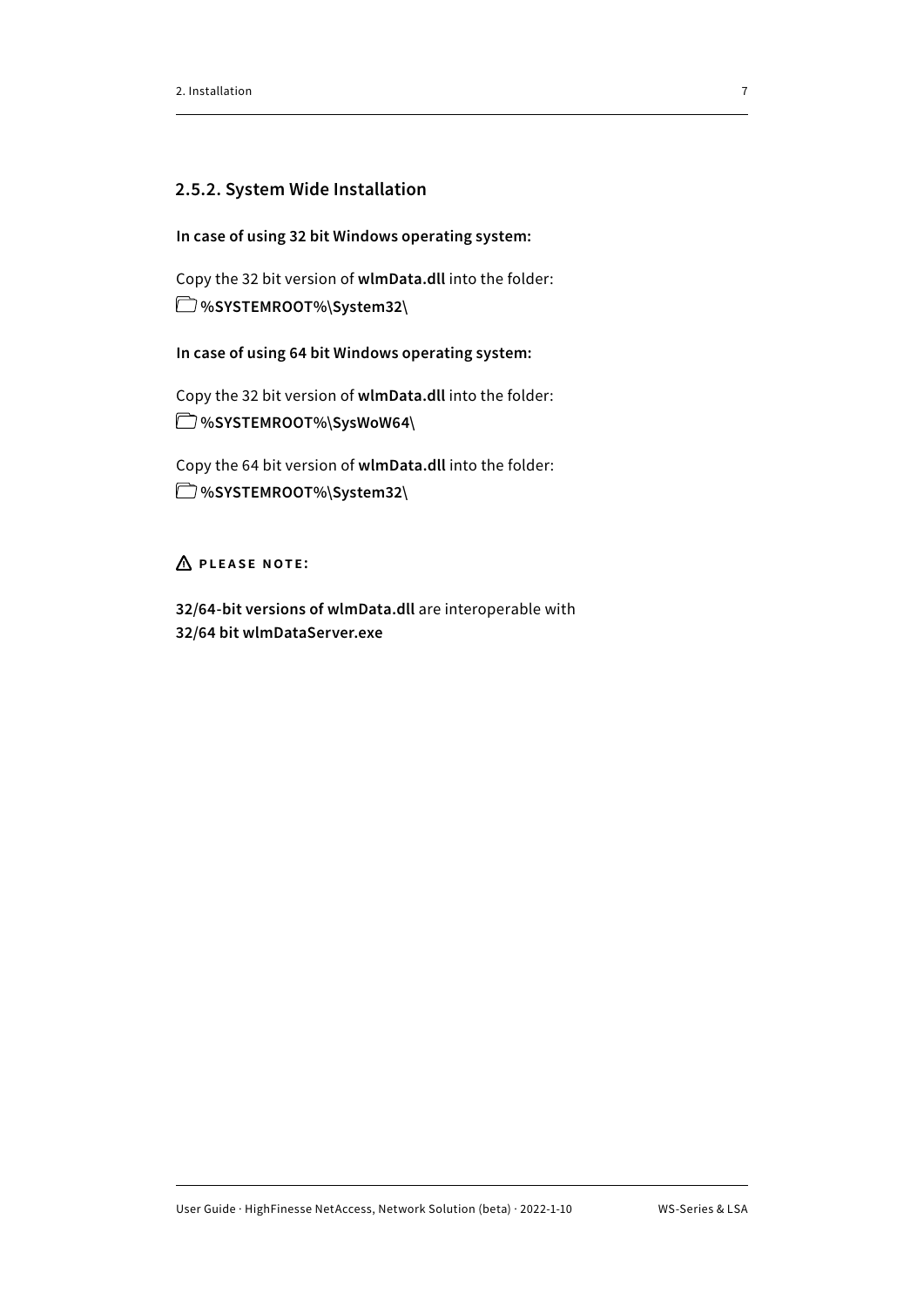### 2.5.2. System Wide Installation

**In case of using 32 bit Windows operating system:**

Copy the 32 bit version of **wlmData.dll** into the folder:
🗀 **%SYSTEMROOT%\System32\**

**In case of using 64 bit Windows operating system:**

Copy the 32 bit version of **wlmData.dll** into the folder:
🗀 **%SYSTEMROOT%\SysWoW64\**

Copy the 64 bit version of **wlmData.dll** into the folder:
🗀 **%SYSTEMROOT%\System32\**

⚠ **PLEASE NOTE:**

**32/64-bit versions of wlmData.dll** are interoperable with
**32/64 bit wlmDataServer.exe**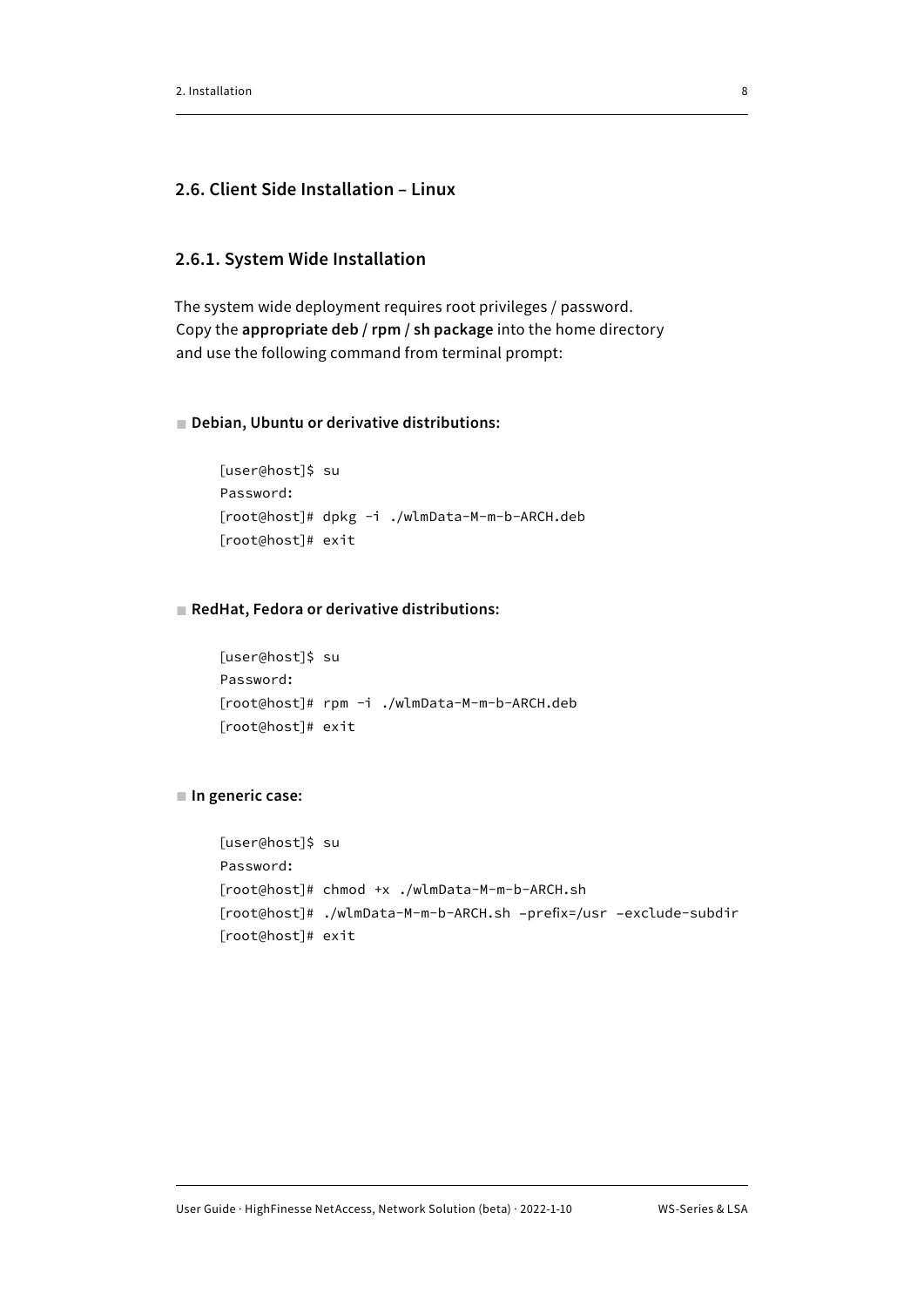## 2.6. Client Side Installation – Linux

### 2.6.1. System Wide Installation

The system wide deployment requires root privileges / password. Copy the **appropriate deb / rpm / sh package** into the home directory and use the following command from terminal prompt:

- **Debian, Ubuntu or derivative distributions:**

```
[user@host]$ su
Password:
[root@host]# dpkg -i ./wlmData-M-m-b-ARCH.deb
[root@host]# exit
```

- **RedHat, Fedora or derivative distributions:**

```
[user@host]$ su
Password:
[root@host]# rpm -i ./wlmData-M-m-b-ARCH.deb
[root@host]# exit
```

- **In generic case:**

```
[user@host]$ su
Password:
[root@host]# chmod +x ./wlmData-M-m-b-ARCH.sh
[root@host]# ./wlmData-M-m-b-ARCH.sh –prefix=/usr –exclude-subdir
[root@host]# exit
```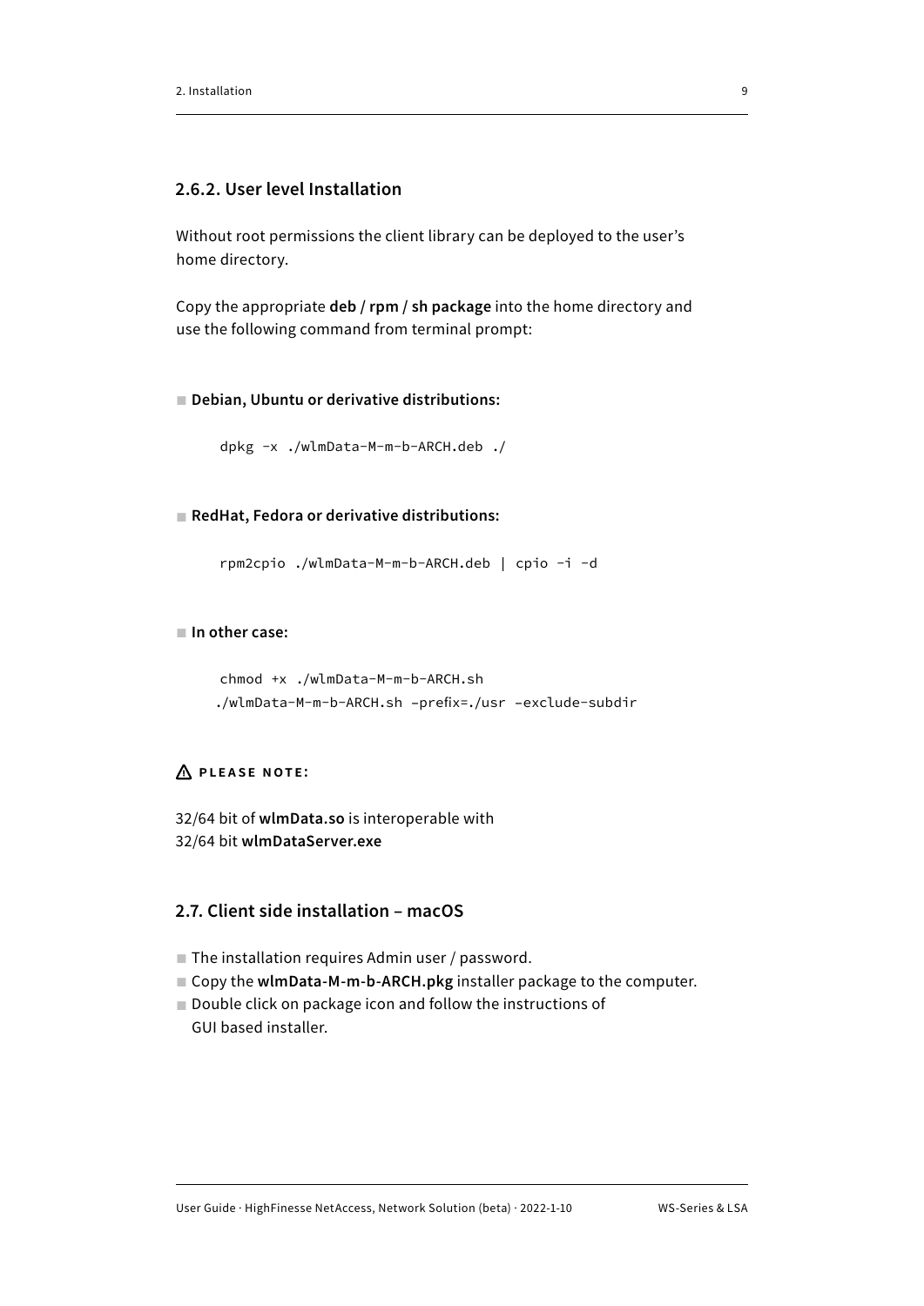### 2.6.2. User level Installation

Without root permissions the client library can be deployed to the user's home directory.

Copy the appropriate **deb** / **rpm** / **sh package** into the home directory and use the following command from terminal prompt:

- **Debian, Ubuntu or derivative distributions:**

```
dpkg -x ./wlmData-M-m-b-ARCH.deb ./
```

- **RedHat, Fedora or derivative distributions:**

```
rpm2cpio ./wlmData-M-m-b-ARCH.deb | cpio -i -d
```

- **In other case:**

```
chmod +x ./wlmData-M-m-b-ARCH.sh
./wlmData-M-m-b-ARCH.sh –prefix=./usr –exclude-subdir
```

⚠ **PLEASE NOTE:**

32/64 bit of **wlmData.so** is interoperable with
32/64 bit **wlmDataServer.exe**

## 2.7. Client side installation – macOS

- The installation requires Admin user / password.
- Copy the **wlmData-M-m-b-ARCH.pkg** installer package to the computer.
- Double click on package icon and follow the instructions of GUI based installer.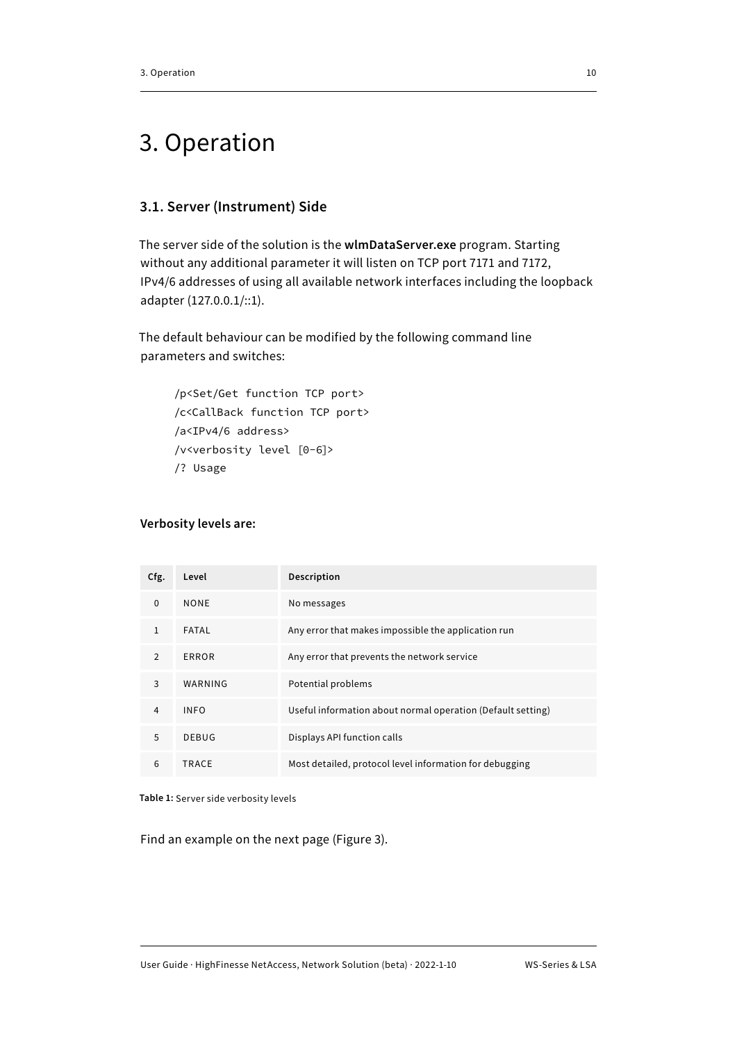# 3. Operation

## 3.1. Server (Instrument) Side

The server side of the solution is the **wlmDataServer.exe** program. Starting without any additional parameter it will listen on TCP port 7171 and 7172, IPv4/6 addresses of using all available network interfaces including the loopback adapter (127.0.0.1/::1).

The default behaviour can be modified by the following command line parameters and switches:

```
/p<Set/Get function TCP port>
/c<CallBack function TCP port>
/a<IPv4/6 address>
/v<verbosity level [0-6]>
/? Usage
```

**Verbosity levels are:**

| Cfg. | Level | Description |
|---|---|---|
| 0 | NONE | No messages |
| 1 | FATAL | Any error that makes impossible the application run |
| 2 | ERROR | Any error that prevents the network service |
| 3 | WARNING | Potential problems |
| 4 | INFO | Useful information about normal operation (Default setting) |
| 5 | DEBUG | Displays API function calls |
| 6 | TRACE | Most detailed, protocol level information for debugging |

**Table 1:** Server side verbosity levels

Find an example on the next page (Figure 3).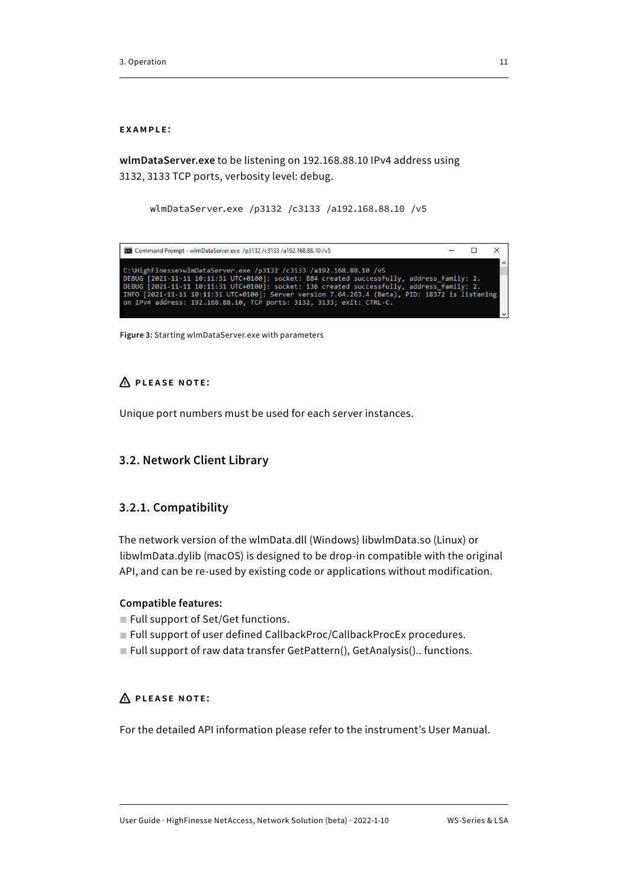**EXAMPLE:**

**wlmDataServer.exe** to be listening on 192.168.88.10 IPv4 address using 3132, 3133 TCP ports, verbosity level: debug.

```
wlmDataServer.exe /p3132 /c3133 /a192.168.88.10 /v5
```

```
C:\HighFinesse>wlmDataServer.exe /p3132 /c3133 /a192.168.88.10 /v5
DEBUG [2021-11-11 10:11:31 UTC+0100]: socket: 884 created successfully, address_family: 2.
DEBUG [2021-11-11 10:11:31 UTC+0100]: socket: 136 created successfully, address_family: 2.
INFO [2021-11-11 10:11:31 UTC+0100]: Server version 7.64.263.4 (Beta), PID: 18372 is listening
on IPv4 address: 192.168.88.10, TCP ports: 3132, 3133; exit: CTRL-C.
```

**Figure 3:** Starting wlmDataServer.exe with parameters

**⚠ PLEASE NOTE:**

Unique port numbers must be used for each server instances.

## 3.2. Network Client Library

### 3.2.1. Compatibility

The network version of the wlmData.dll (Windows) libwlmData.so (Linux) or libwlmData.dylib (macOS) is designed to be drop-in compatible with the original API, and can be re-used by existing code or applications without modification.

**Compatible features:**

- Full support of Set/Get functions.
- Full support of user defined CallbackProc/CallbackProcEx procedures.
- Full support of raw data transfer GetPattern(), GetAnalysis().. functions.

**⚠ PLEASE NOTE:**

For the detailed API information please refer to the instrument's User Manual.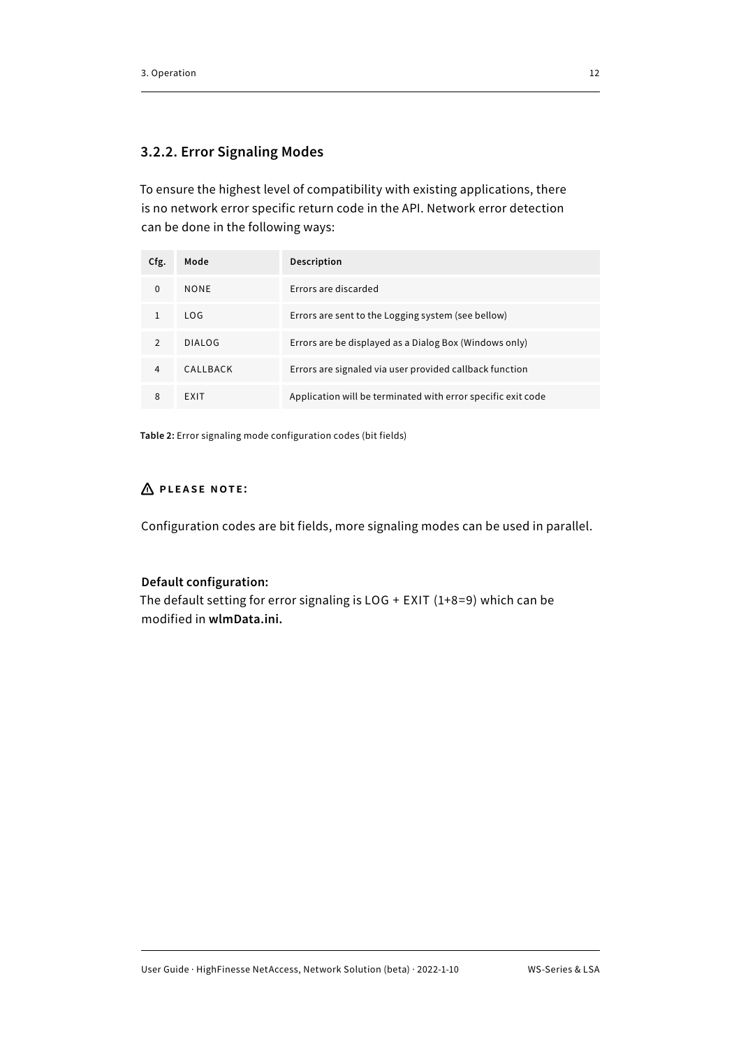### 3.2.2. Error Signaling Modes

To ensure the highest level of compatibility with existing applications, there is no network error specific return code in the API. Network error detection can be done in the following ways:

| Cfg. | Mode | Description |
|---|---|---|
| 0 | NONE | Errors are discarded |
| 1 | LOG | Errors are sent to the Logging system (see bellow) |
| 2 | DIALOG | Errors are be displayed as a Dialog Box (Windows only) |
| 4 | CALLBACK | Errors are signaled via user provided callback function |
| 8 | EXIT | Application will be terminated with error specific exit code |

**Table 2:** Error signaling mode configuration codes (bit fields)

⚠ **PLEASE NOTE:**

Configuration codes are bit fields, more signaling modes can be used in parallel.

**Default configuration:**
The default setting for error signaling is LOG + EXIT (1+8=9) which can be modified in **wlmData.ini.**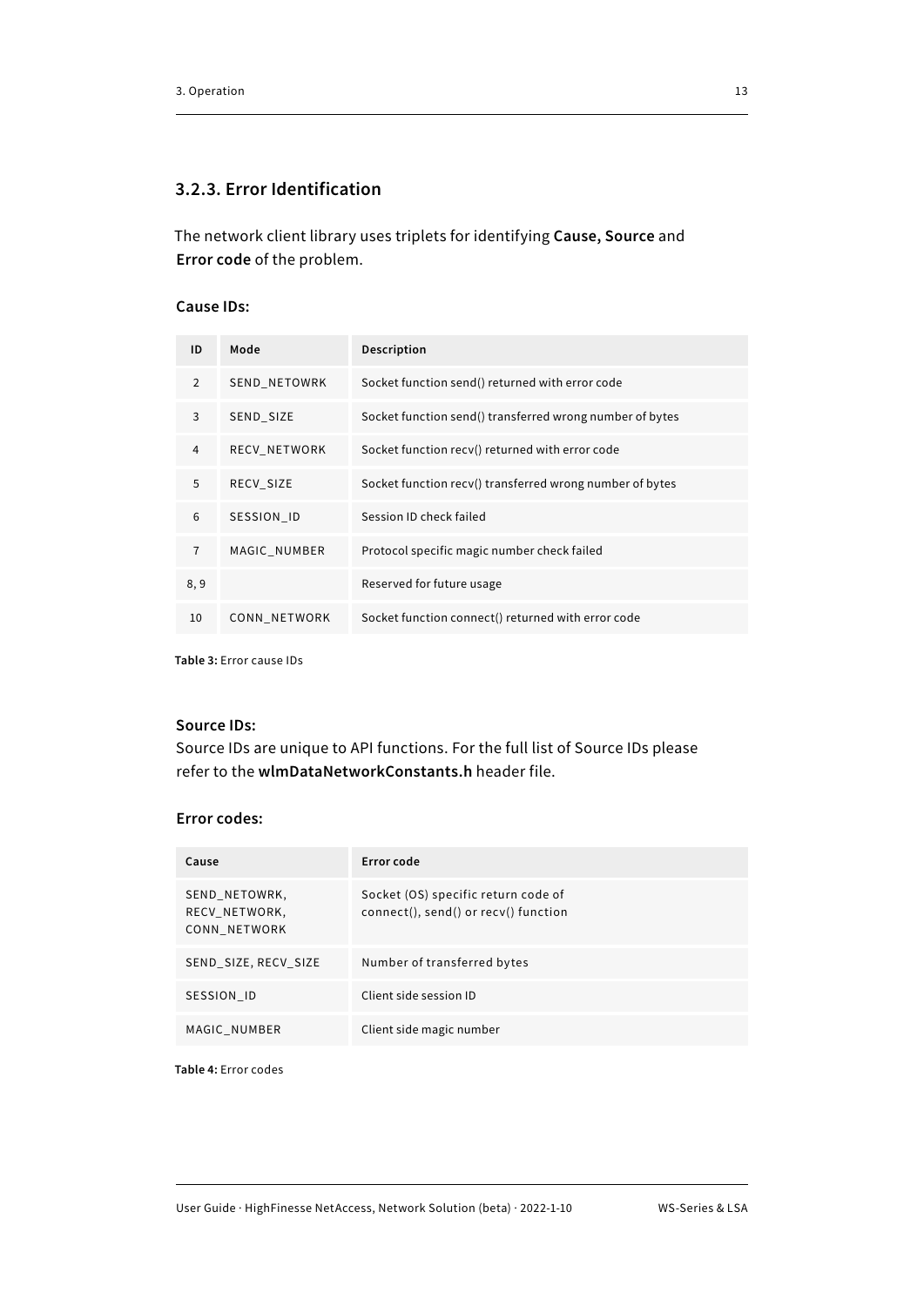### 3.2.3. Error Identification

The network client library uses triplets for identifying **Cause, Source** and **Error code** of the problem.

**Cause IDs:**

| ID | Mode | Description |
|---|---|---|
| 2 | SEND_NETOWRK | Socket function send() returned with error code |
| 3 | SEND_SIZE | Socket function send() transferred wrong number of bytes |
| 4 | RECV_NETWORK | Socket function recv() returned with error code |
| 5 | RECV_SIZE | Socket function recv() transferred wrong number of bytes |
| 6 | SESSION_ID | Session ID check failed |
| 7 | MAGIC_NUMBER | Protocol specific magic number check failed |
| 8, 9 | | Reserved for future usage |
| 10 | CONN_NETWORK | Socket function connect() returned with error code |

**Table 3:** Error cause IDs

**Source IDs:**
Source IDs are unique to API functions. For the full list of Source IDs please refer to the **wlmDataNetworkConstants.h** header file.

**Error codes:**

| Cause | Error code |
|---|---|
| SEND_NETOWRK, RECV_NETWORK, CONN_NETWORK | Socket (OS) specific return code of connect(), send() or recv() function |
| SEND_SIZE, RECV_SIZE | Number of transferred bytes |
| SESSION_ID | Client side session ID |
| MAGIC_NUMBER | Client side magic number |

**Table 4:** Error codes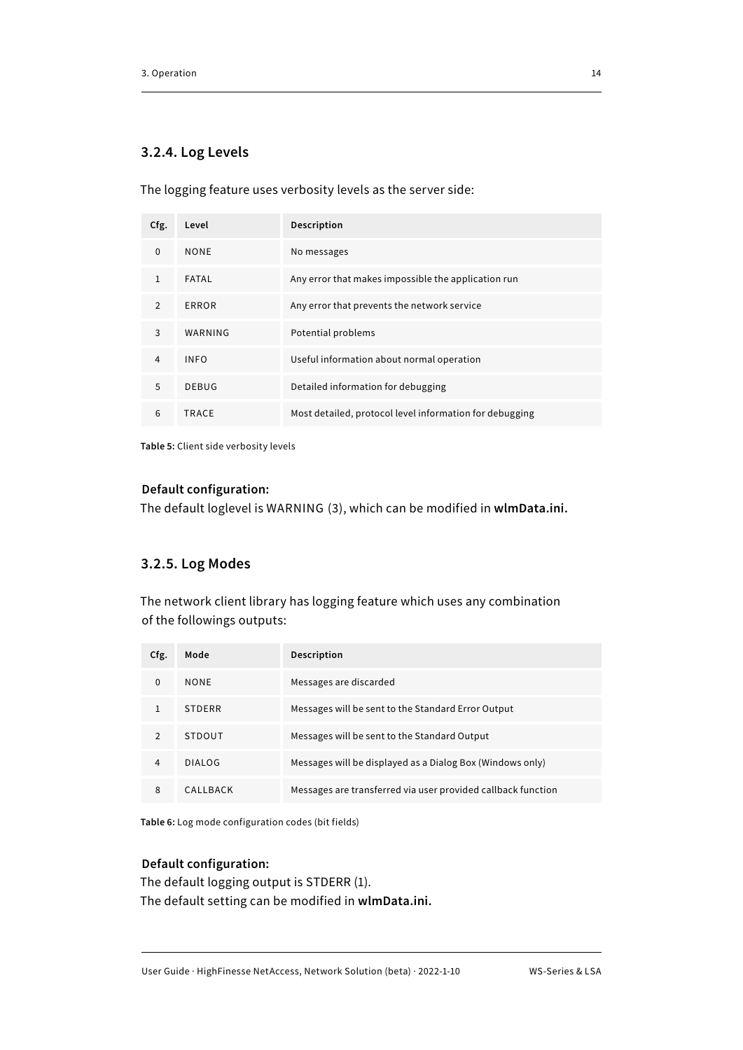### 3.2.4. Log Levels

The logging feature uses verbosity levels as the server side:

| Cfg. | Level | Description |
|---|---|---|
| 0 | NONE | No messages |
| 1 | FATAL | Any error that makes impossible the application run |
| 2 | ERROR | Any error that prevents the network service |
| 3 | WARNING | Potential problems |
| 4 | INFO | Useful information about normal operation |
| 5 | DEBUG | Detailed information for debugging |
| 6 | TRACE | Most detailed, protocol level information for debugging |

**Table 5:** Client side verbosity levels

**Default configuration:**
The default loglevel is WARNING (3), which can be modified in **wlmData.ini.**

### 3.2.5. Log Modes

The network client library has logging feature which uses any combination of the followings outputs:

| Cfg. | Mode | Description |
|---|---|---|
| 0 | NONE | Messages are discarded |
| 1 | STDERR | Messages will be sent to the Standard Error Output |
| 2 | STDOUT | Messages will be sent to the Standard Output |
| 4 | DIALOG | Messages will be displayed as a Dialog Box (Windows only) |
| 8 | CALLBACK | Messages are transferred via user provided callback function |

**Table 6:** Log mode configuration codes (bit fields)

**Default configuration:**
The default logging output is STDERR (1).
The default setting can be modified in **wlmData.ini.**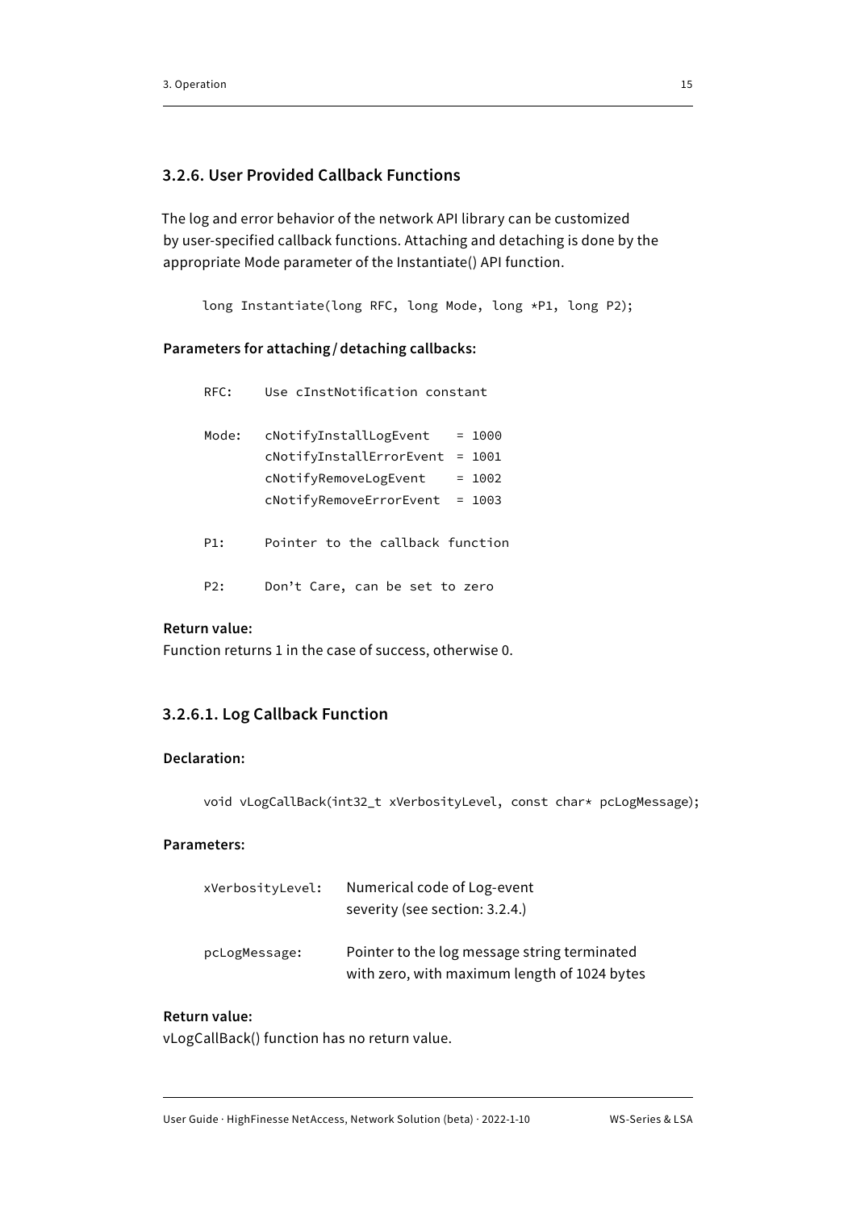### 3.2.6. User Provided Callback Functions

The log and error behavior of the network API library can be customized by user-specified callback functions. Attaching and detaching is done by the appropriate Mode parameter of the Instantiate() API function.

```
long Instantiate(long RFC, long Mode, long *P1, long P2);
```

**Parameters for attaching / detaching callbacks:**

```
RFC:    Use cInstNotification constant

Mode:   cNotifyInstallLogEvent    = 1000
        cNotifyInstallErrorEvent  = 1001
        cNotifyRemoveLogEvent     = 1002
        cNotifyRemoveErrorEvent   = 1003

P1:     Pointer to the callback function

P2:     Don't Care, can be set to zero
```

**Return value:**
Function returns 1 in the case of success, otherwise 0.

#### 3.2.6.1. Log Callback Function

**Declaration:**

```
void vLogCallBack(int32_t xVerbosityLevel, const char* pcLogMessage);
```

**Parameters:**

| | |
|---|---|
| `xVerbosityLevel:` | Numerical code of Log-event severity (see section: 3.2.4.) |
| `pcLogMessage:` | Pointer to the log message string terminated with zero, with maximum length of 1024 bytes |

**Return value:**
vLogCallBack() function has no return value.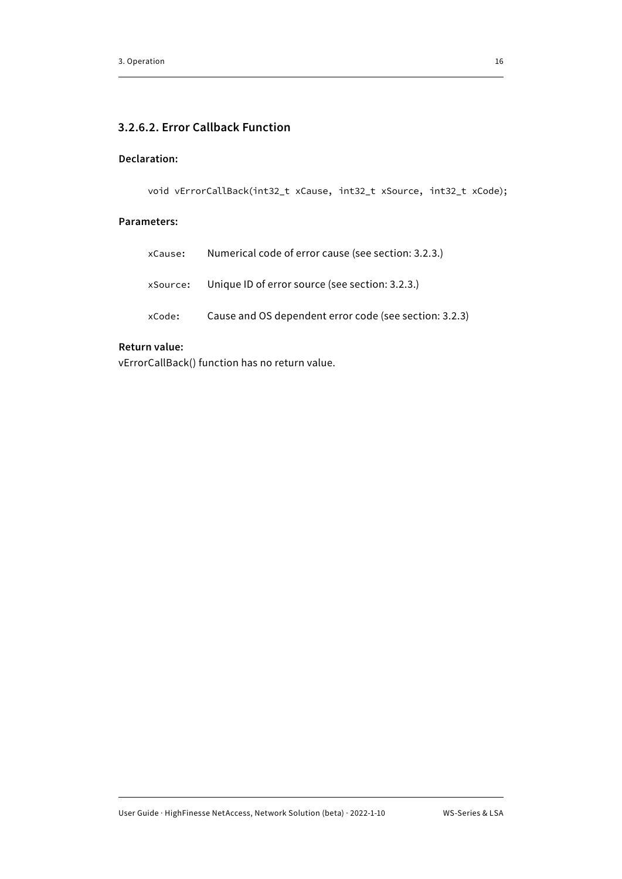#### 3.2.6.2. Error Callback Function

**Declaration:**

```
void vErrorCallBack(int32_t xCause, int32_t xSource, int32_t xCode);
```

**Parameters:**

| | |
|---|---|
| `xCause`: | Numerical code of error cause (see section: 3.2.3.) |
| `xSource`: | Unique ID of error source (see section: 3.2.3.) |
| `xCode`: | Cause and OS dependent error code (see section: 3.2.3) |

**Return value:**
vErrorCallBack() function has no return value.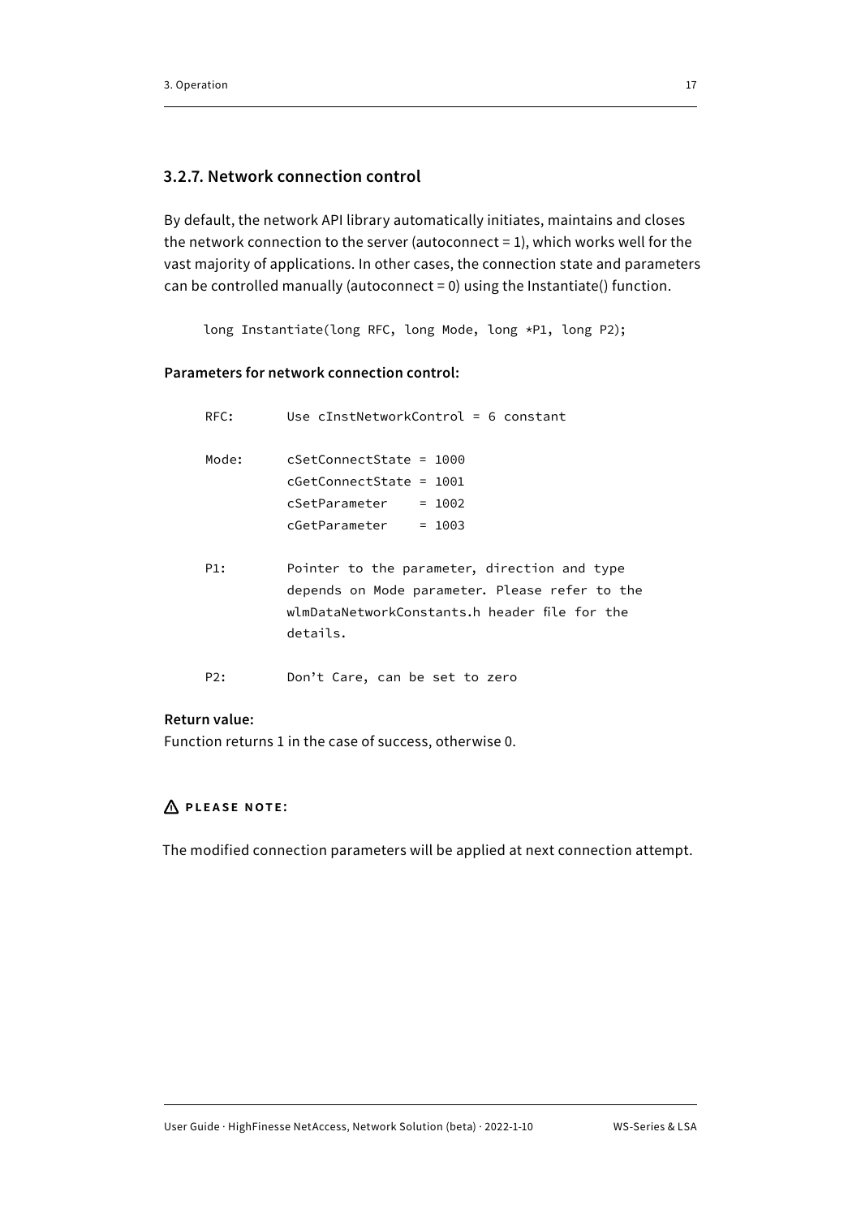### 3.2.7. Network connection control

By default, the network API library automatically initiates, maintains and closes the network connection to the server (autoconnect = 1), which works well for the vast majority of applications. In other cases, the connection state and parameters can be controlled manually (autoconnect = 0) using the Instantiate() function.

```
long Instantiate(long RFC, long Mode, long *P1, long P2);
```

**Parameters for network connection control:**

```
RFC:      Use cInstNetworkControl = 6 constant

Mode:     cSetConnectState = 1000
          cGetConnectState = 1001
          cSetParameter    = 1002
          cGetParameter    = 1003

P1:       Pointer to the parameter, direction and type
          depends on Mode parameter. Please refer to the
          wlmDataNetworkConstants.h header file for the
          details.

P2:       Don't Care, can be set to zero
```

**Return value:**
Function returns 1 in the case of success, otherwise 0.

**⚠ PLEASE NOTE:**

The modified connection parameters will be applied at next connection attempt.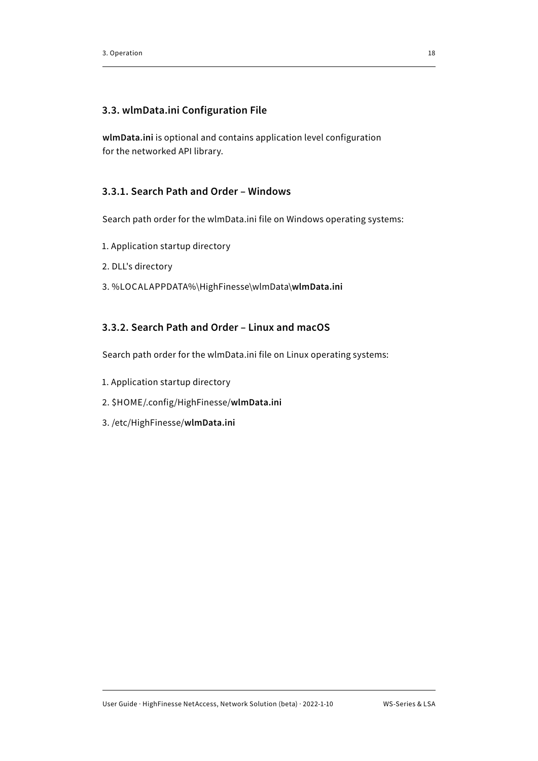## 3.3. wlmData.ini Configuration File

**wlmData.ini** is optional and contains application level configuration for the networked API library.

### 3.3.1. Search Path and Order – Windows

Search path order for the wlmData.ini file on Windows operating systems:

1. Application startup directory
2. DLL's directory
3. %LOCALAPPDATA%\HighFinesse\wlmData\**wlmData.ini**

### 3.3.2. Search Path and Order – Linux and macOS

Search path order for the wlmData.ini file on Linux operating systems:

1. Application startup directory
2. $HOME/.config/HighFinesse/**wlmData.ini**
3. /etc/HighFinesse/**wlmData.ini**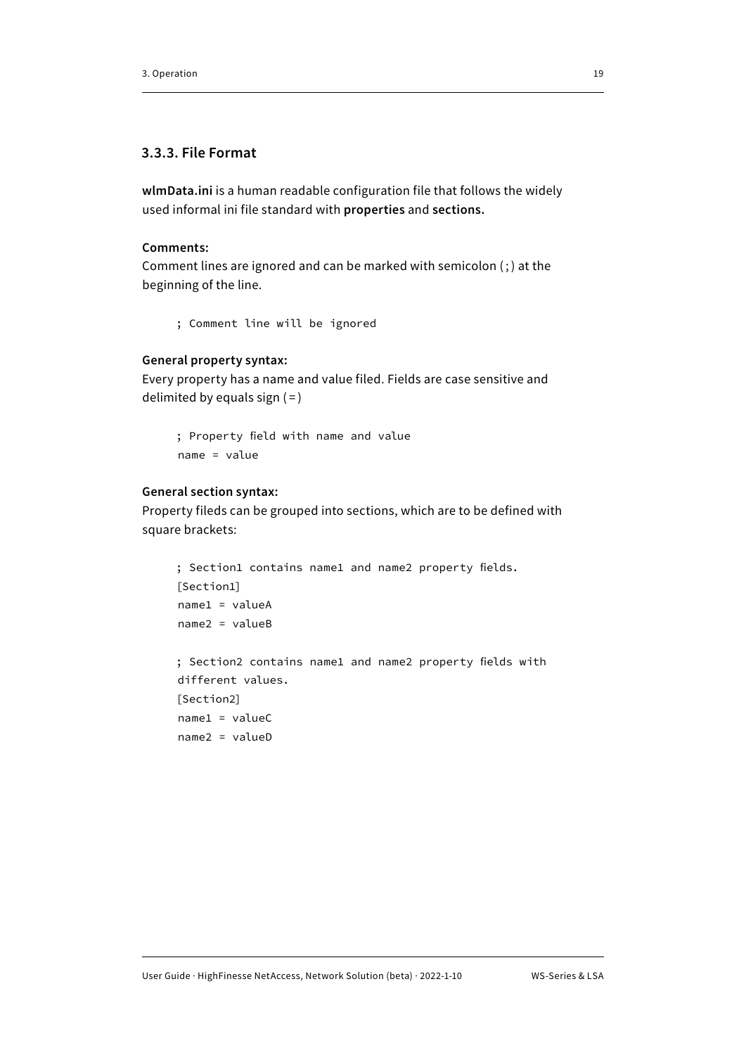### 3.3.3. File Format

**wlmData.ini** is a human readable configuration file that follows the widely used informal ini file standard with **properties** and **sections.**

**Comments:**
Comment lines are ignored and can be marked with semicolon (;) at the beginning of the line.

```
; Comment line will be ignored
```

**General property syntax:**
Every property has a name and value filed. Fields are case sensitive and delimited by equals sign (=)

```
; Property field with name and value
name = value
```

**General section syntax:**
Property fileds can be grouped into sections, which are to be defined with square brackets:

```
; Section1 contains name1 and name2 property fields.
[Section1]
name1 = valueA
name2 = valueB

; Section2 contains name1 and name2 property fields with
different values.
[Section2]
name1 = valueC
name2 = valueD
```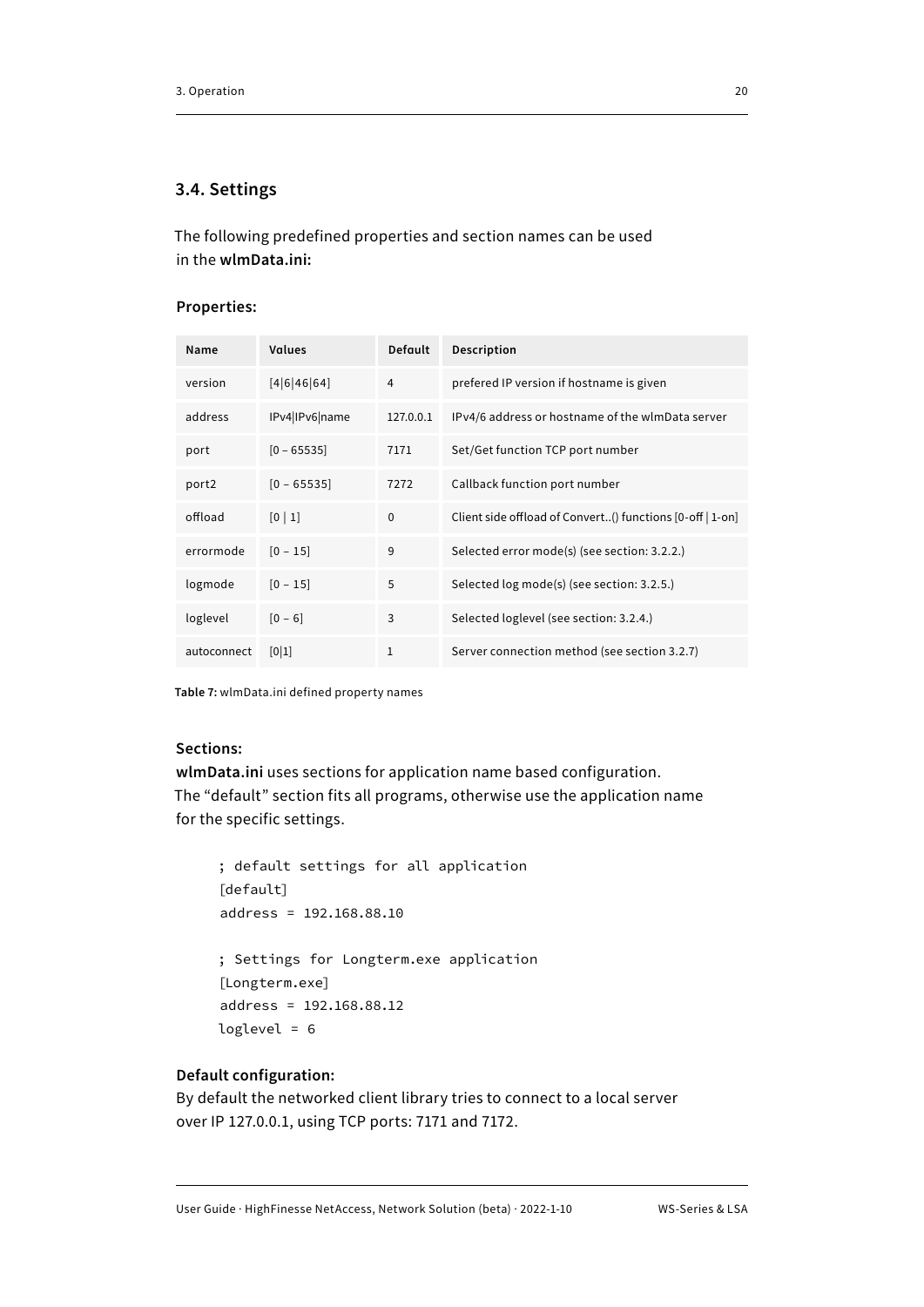## 3.4. Settings

The following predefined properties and section names can be used in the **wlmData.ini:**

**Properties:**

| Name | Values | Default | Description |
|---|---|---|---|
| version | [4\|6\|46\|64] | 4 | prefered IP version if hostname is given |
| address | IPv4\|IPv6\|name | 127.0.0.1 | IPv4/6 address or hostname of the wlmData server |
| port | [0 – 65535] | 7171 | Set/Get function TCP port number |
| port2 | [0 – 65535] | 7272 | Callback function port number |
| offload | [0 \| 1] | 0 | Client side offload of Convert..() functions [0-off \| 1-on] |
| errormode | [0 – 15] | 9 | Selected error mode(s) (see section: 3.2.2.) |
| logmode | [0 – 15] | 5 | Selected log mode(s) (see section: 3.2.5.) |
| loglevel | [0 – 6] | 3 | Selected loglevel (see section: 3.2.4.) |
| autoconnect | [0\|1] | 1 | Server connection method (see section 3.2.7) |

**Table 7:** wlmData.ini defined property names

**Sections:**

**wlmData.ini** uses sections for application name based configuration. The "default" section fits all programs, otherwise use the application name for the specific settings.

```
; default settings for all application
[default]
address = 192.168.88.10

; Settings for Longterm.exe application
[Longterm.exe]
address = 192.168.88.12
loglevel = 6
```

**Default configuration:**

By default the networked client library tries to connect to a local server over IP 127.0.0.1, using TCP ports: 7171 and 7172.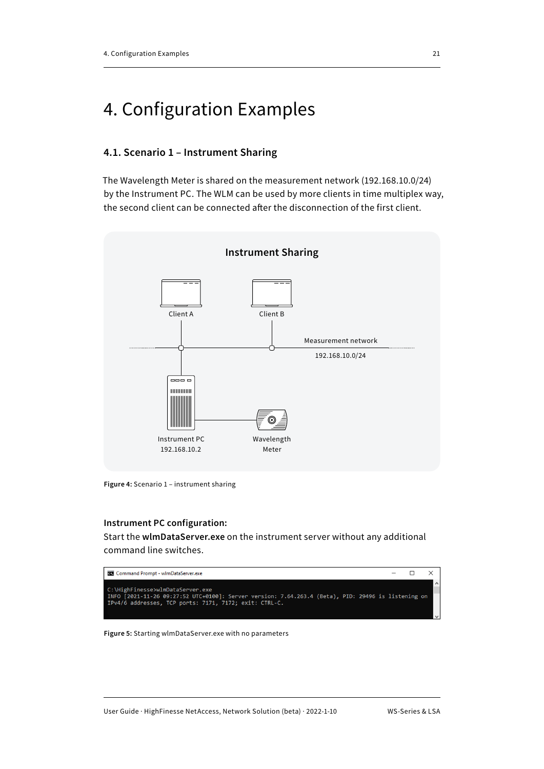# 4. Configuration Examples

## 4.1. Scenario 1 – Instrument Sharing

The Wavelength Meter is shared on the measurement network (192.168.10.0/24) by the Instrument PC. The WLM can be used by more clients in time multiplex way, the second client can be connected after the disconnection of the first client.

**Figure 4:** Scenario 1 – instrument sharing

**Instrument PC configuration:**
Start the **wlmDataServer.exe** on the instrument server without any additional command line switches.

```
C:\HighFinesse>wlmDataServer.exe
INFO [2021-11-26 09:27:52 UTC+0100]: Server version: 7.64.263.4 (Beta), PID: 29496 is listening on
IPv4/6 addresses, TCP ports: 7171, 7172; exit: CTRL-C.
```

**Figure 5:** Starting wlmDataServer.exe with no parameters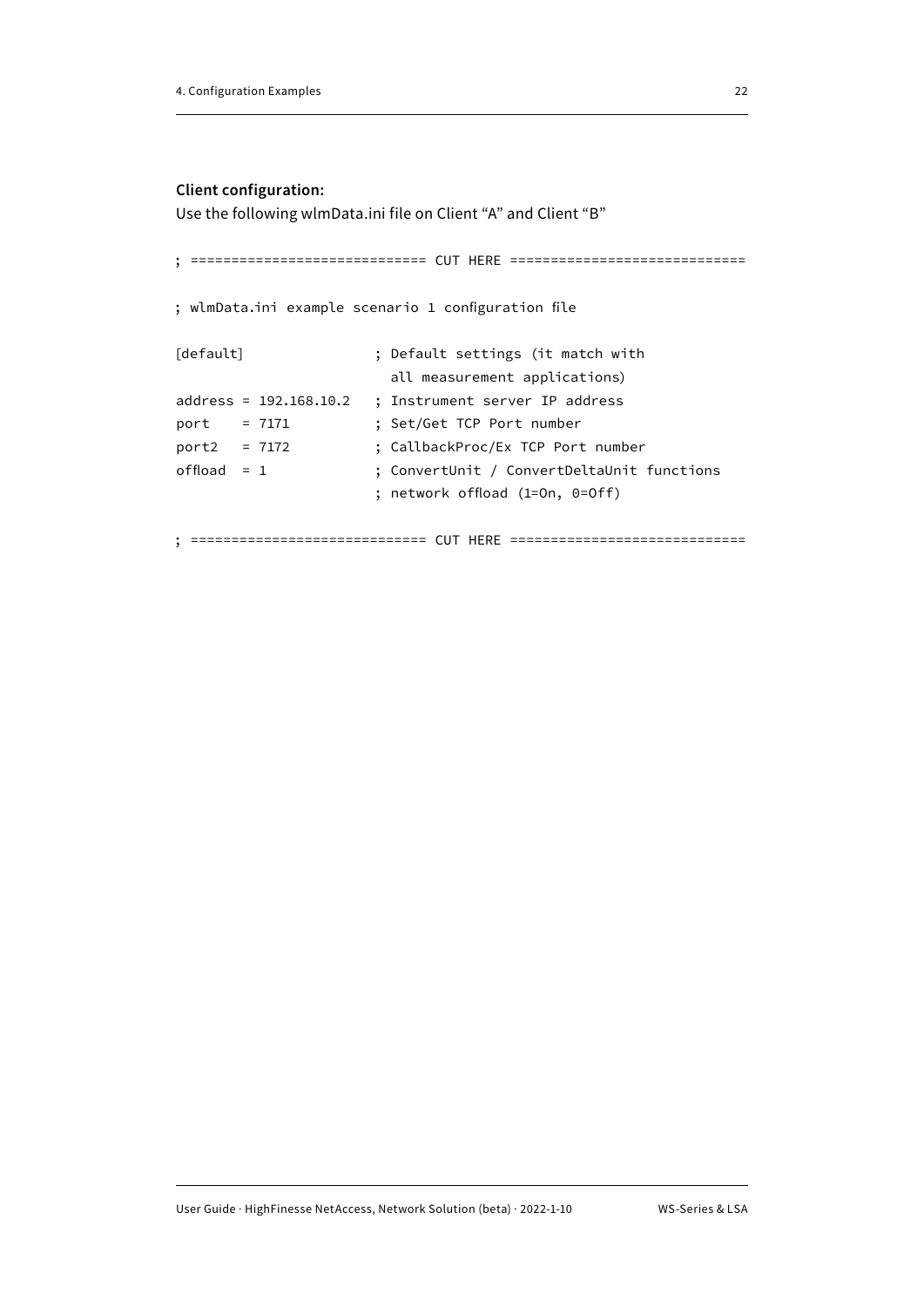**Client configuration:**

Use the following wlmData.ini file on Client “A” and Client “B”

```
; ============================ CUT HERE ============================

; wlmData.ini example scenario 1 configuration file

[default]                ; Default settings (it match with
                           all measurement applications)
address = 192.168.10.2   ; Instrument server IP address
port    = 7171           ; Set/Get TCP Port number
port2   = 7172           ; CallbackProc/Ex TCP Port number
offload  = 1             ; ConvertUnit / ConvertDeltaUnit functions
                         ; network offload (1=On, 0=Off)

; ============================ CUT HERE ============================
```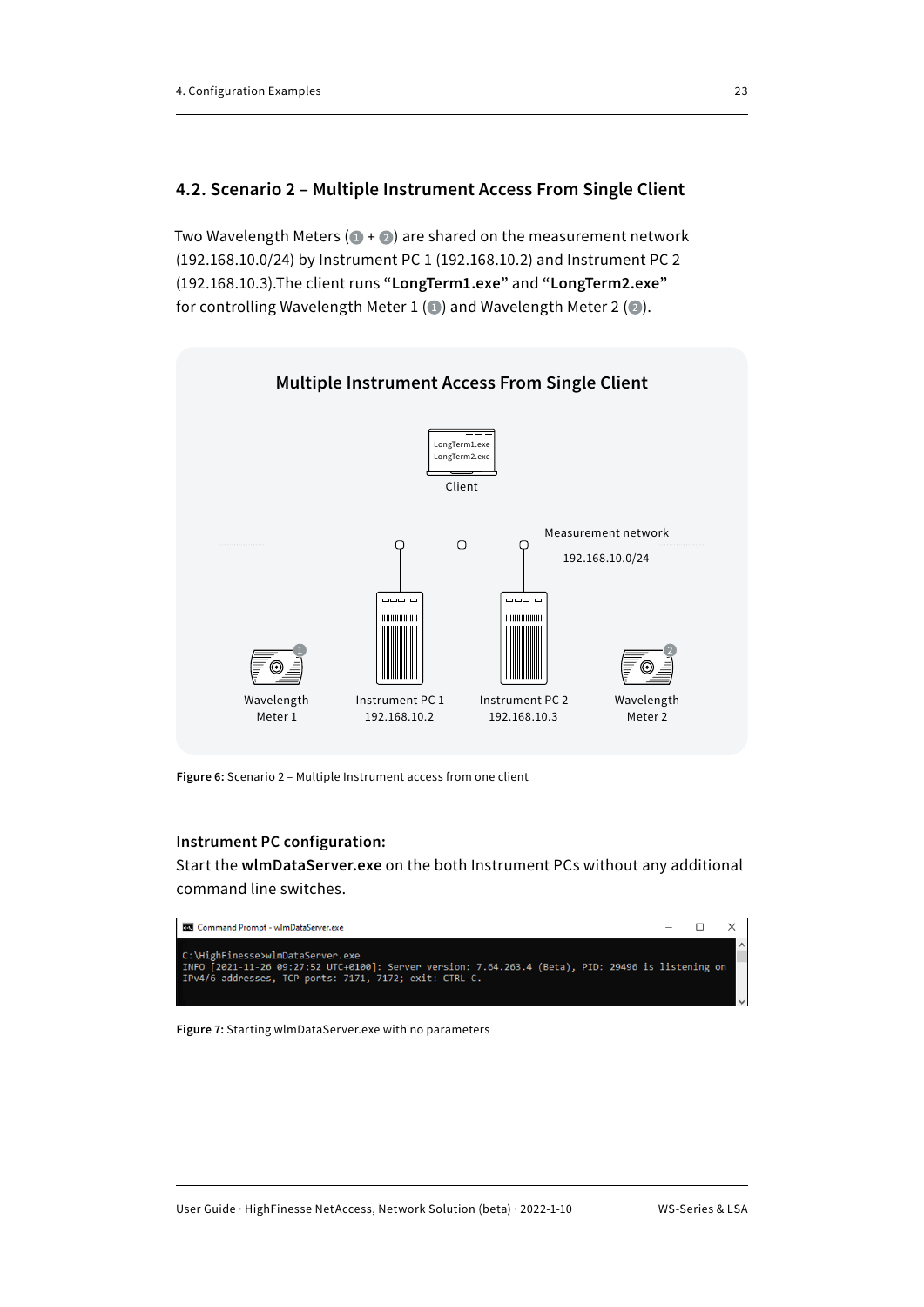## 4.2. Scenario 2 – Multiple Instrument Access From Single Client

Two Wavelength Meters (1 + 2) are shared on the measurement network (192.168.10.0/24) by Instrument PC 1 (192.168.10.2) and Instrument PC 2 (192.168.10.3).The client runs **"LongTerm1.exe"** and **"LongTerm2.exe"** for controlling Wavelength Meter 1 (1) and Wavelength Meter 2 (2).

**Multiple Instrument Access From Single Client**

LongTerm1.exe
LongTerm2.exe
Client

Measurement network
192.168.10.0/24

Wavelength Meter 1 | Instrument PC 1 192.168.10.2 | Instrument PC 2 192.168.10.3 | Wavelength Meter 2

**Figure 6:** Scenario 2 – Multiple Instrument access from one client

**Instrument PC configuration:**
Start the **wlmDataServer.exe** on the both Instrument PCs without any additional command line switches.

```
Command Prompt - wlmDataServer.exe

C:\HighFinesse>wlmDataServer.exe
INFO [2021-11-26 09:27:52 UTC+0100]: Server version: 7.64.263.4 (Beta), PID: 29496 is listening on
IPv4/6 addresses, TCP ports: 7171, 7172; exit: CTRL-C.
```

**Figure 7:** Starting wlmDataServer.exe with no parameters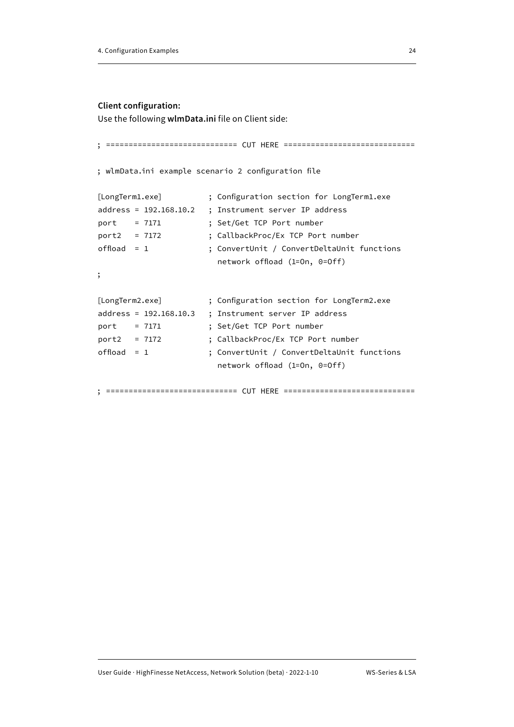**Client configuration:**

Use the following **wlmData.ini** file on Client side:

```
; ============================ CUT HERE ============================

; wlmData.ini example scenario 2 configuration file

[LongTerm1.exe]          ; Configuration section for LongTerm1.exe
address = 192.168.10.2   ; Instrument server IP address
port    = 7171           ; Set/Get TCP Port number
port2   = 7172           ; CallbackProc/Ex TCP Port number
offload  = 1             ; ConvertUnit / ConvertDeltaUnit functions
                           network offload (1=On, 0=Off)
;

[LongTerm2.exe]          ; Configuration section for LongTerm2.exe
address = 192.168.10.3   ; Instrument server IP address
port    = 7171           ; Set/Get TCP Port number
port2   = 7172           ; CallbackProc/Ex TCP Port number
offload  = 1             ; ConvertUnit / ConvertDeltaUnit functions
                           network offload (1=On, 0=Off)

; ============================ CUT HERE ============================
```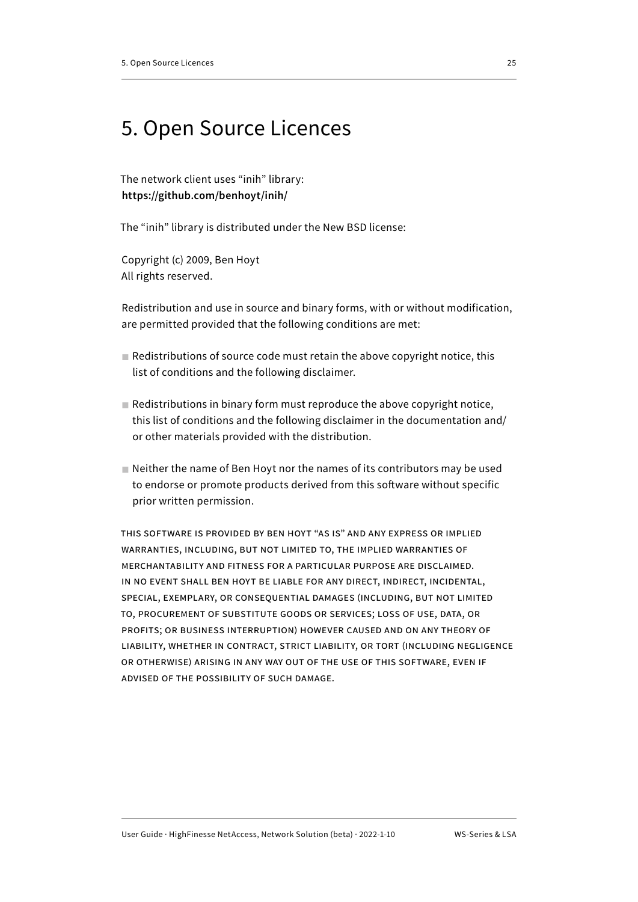# 5. Open Source Licences

The network client uses “inih” library:
**https://github.com/benhoyt/inih/**

The “inih” library is distributed under the New BSD license:

Copyright (c) 2009, Ben Hoyt
All rights reserved.

Redistribution and use in source and binary forms, with or without modification, are permitted provided that the following conditions are met:

- Redistributions of source code must retain the above copyright notice, this list of conditions and the following disclaimer.
- Redistributions in binary form must reproduce the above copyright notice, this list of conditions and the following disclaimer in the documentation and/or other materials provided with the distribution.
- Neither the name of Ben Hoyt nor the names of its contributors may be used to endorse or promote products derived from this software without specific prior written permission.

THIS SOFTWARE IS PROVIDED BY BEN HOYT “AS IS” AND ANY EXPRESS OR IMPLIED WARRANTIES, INCLUDING, BUT NOT LIMITED TO, THE IMPLIED WARRANTIES OF MERCHANTABILITY AND FITNESS FOR A PARTICULAR PURPOSE ARE DISCLAIMED. IN NO EVENT SHALL BEN HOYT BE LIABLE FOR ANY DIRECT, INDIRECT, INCIDENTAL, SPECIAL, EXEMPLARY, OR CONSEQUENTIAL DAMAGES (INCLUDING, BUT NOT LIMITED TO, PROCUREMENT OF SUBSTITUTE GOODS OR SERVICES; LOSS OF USE, DATA, OR PROFITS; OR BUSINESS INTERRUPTION) HOWEVER CAUSED AND ON ANY THEORY OF LIABILITY, WHETHER IN CONTRACT, STRICT LIABILITY, OR TORT (INCLUDING NEGLIGENCE OR OTHERWISE) ARISING IN ANY WAY OUT OF THE USE OF THIS SOFTWARE, EVEN IF ADVISED OF THE POSSIBILITY OF SUCH DAMAGE.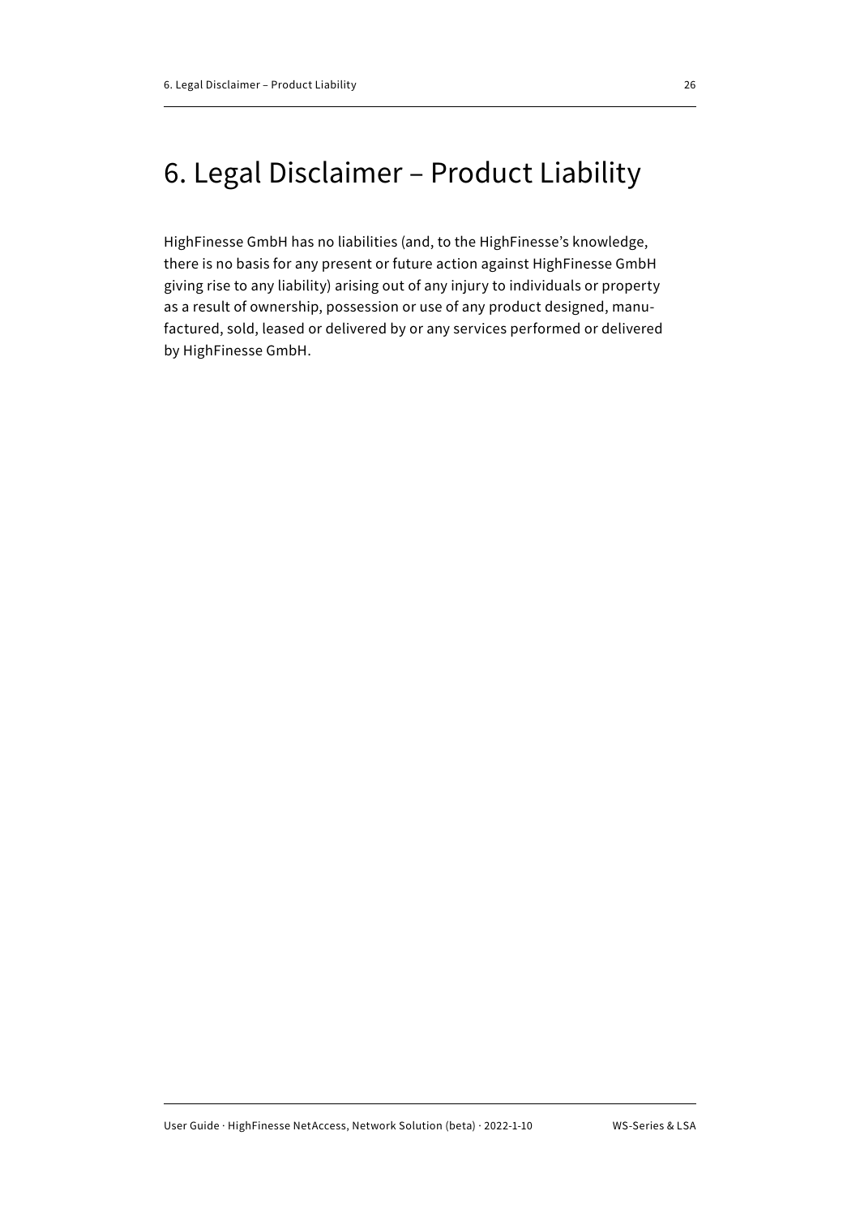# 6. Legal Disclaimer – Product Liability

HighFinesse GmbH has no liabilities (and, to the HighFinesse's knowledge, there is no basis for any present or future action against HighFinesse GmbH giving rise to any liability) arising out of any injury to individuals or property as a result of ownership, possession or use of any product designed, manufactured, sold, leased or delivered by or any services performed or delivered by HighFinesse GmbH.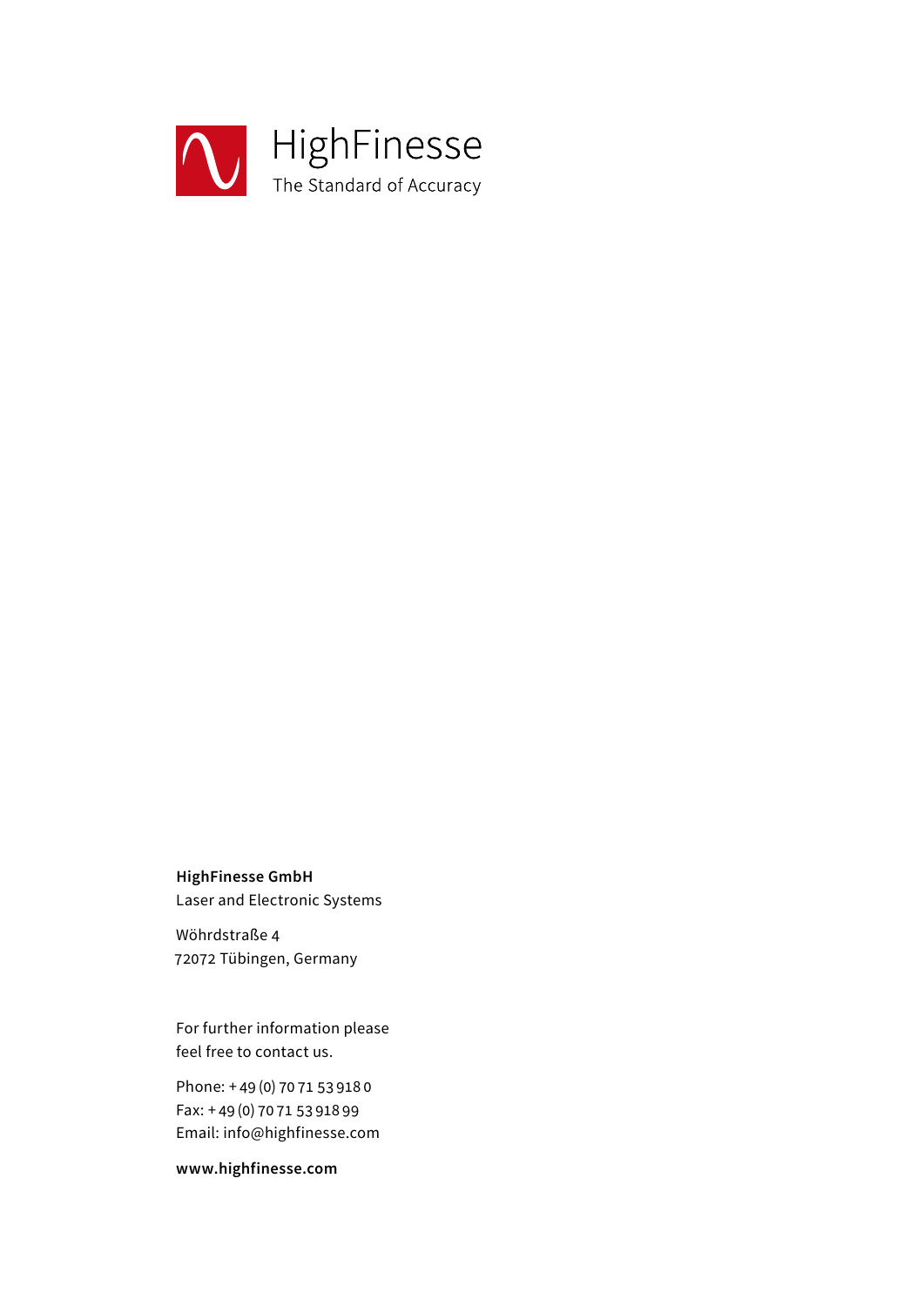HighFinesse

The Standard of Accuracy

**HighFinesse GmbH**

Laser and Electronic Systems

Wöhrdstraße 4

72072 Tübingen, Germany

For further information please
feel free to contact us.

Phone: + 49 (0) 70 71 53 918 0

Fax: + 49 (0) 70 71 53 918 99

Email: info@highfinesse.com

**www.highfinesse.com**